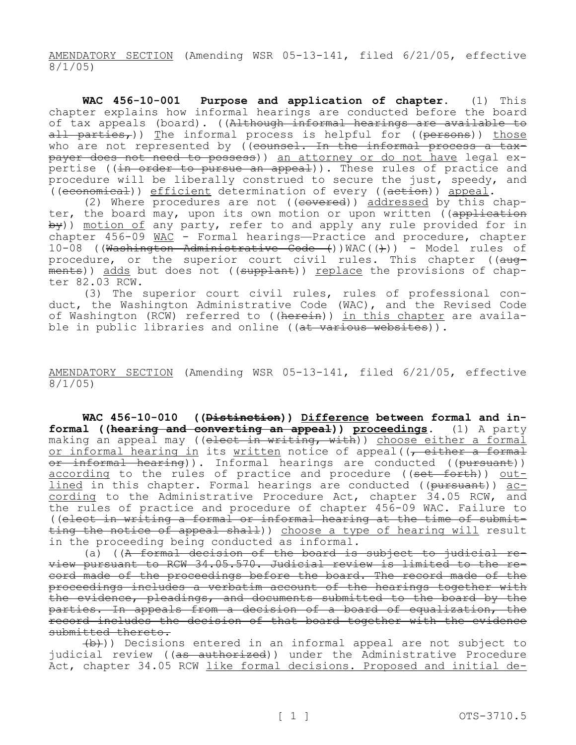AMENDATORY SECTION (Amending WSR 05-13-141, filed 6/21/05, effective 8/1/05)

**WAC 456-10-001 Purpose and application of chapter.** (1) This chapter explains how informal hearings are conducted before the board of tax appeals (board). ((~~Although informal hearings are available to all parties,~~)) The informal process is helpful for ((~~persons~~)) those who are not represented by ((~~counsel. In the informal process a taxpayer does not need to possess~~)) an attorney or do not have legal expertise ((~~in order to pursue an appeal~~)). These rules of practice and procedure will be liberally construed to secure the just, speedy, and ((~~economical~~)) efficient determination of every ((~~action~~)) appeal.

(2) Where procedures are not ((~~covered~~)) addressed by this chapter, the board may, upon its own motion or upon written ((~~application by~~)) motion of any party, refer to and apply any rule provided for in chapter 456-09 WAC - Formal hearings—Practice and procedure, chapter 10-08 ((~~Washington Administrative Code (~~))WAC((~~)~~)) - Model rules of procedure, or the superior court civil rules. This chapter ((~~augments~~)) adds but does not ((~~supplant~~)) replace the provisions of chapter 82.03 RCW.

(3) The superior court civil rules, rules of professional conduct, the Washington Administrative Code (WAC), and the Revised Code of Washington (RCW) referred to ((~~herein~~)) in this chapter are available in public libraries and online ((~~at various websites~~)).

AMENDATORY SECTION (Amending WSR 05-13-141, filed 6/21/05, effective 8/1/05)

**WAC 456-10-010 ((~~Distinction~~)) Difference between formal and informal ((~~hearing and converting an appeal~~)) proceedings.** (1) A party making an appeal may ((~~elect in writing, with~~)) choose either a formal or informal hearing in its written notice of appeal((~~, either a formal or informal hearing~~)). Informal hearings are conducted ((~~pursuant~~)) according to the rules of practice and procedure ((~~set forth~~)) outlined in this chapter. Formal hearings are conducted ((~~pursuant~~)) according to the Administrative Procedure Act, chapter 34.05 RCW, and the rules of practice and procedure of chapter 456-09 WAC. Failure to ((~~elect in writing a formal or informal hearing at the time of submitting the notice of appeal shall~~)) choose a type of hearing will result in the proceeding being conducted as informal.

(a) ((~~A formal decision of the board is subject to judicial review pursuant to RCW 34.05.570. Judicial review is limited to the record made of the proceedings before the board. The record made of the proceedings includes a verbatim account of the hearings together with the evidence, pleadings, and documents submitted to the board by the parties. In appeals from a decision of a board of equalization, the record includes the decision of that board together with the evidence submitted thereto.~~

~~(b)~~)) Decisions entered in an informal appeal are not subject to judicial review ((~~as authorized~~)) under the Administrative Procedure Act, chapter 34.05 RCW like formal decisions. Proposed and initial de-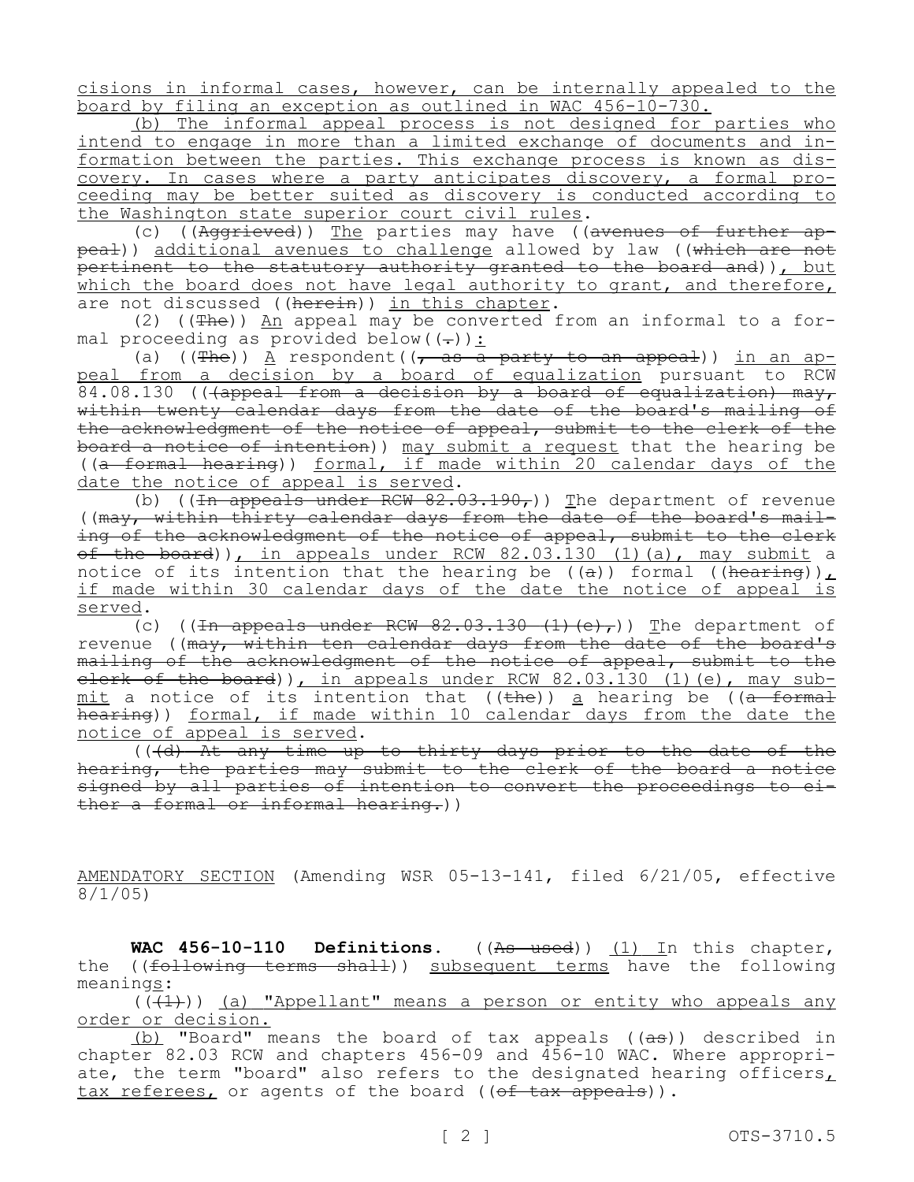cisions in informal cases, however, can be internally appealed to the board by filing an exception as outlined in WAC 456-10-730.

(b) The informal appeal process is not designed for parties who intend to engage in more than a limited exchange of documents and information between the parties. This exchange process is known as discovery. In cases where a party anticipates discovery, a formal proceeding may be better suited as discovery is conducted according to the Washington state superior court civil rules.

(c) ((Aggrieved)) The parties may have ((avenues of further appeal)) additional avenues to challenge allowed by law ((which are not pertinent to the statutory authority granted to the board and)), but which the board does not have legal authority to grant, and therefore, are not discussed ((herein)) in this chapter.

(2) ((The)) An appeal may be converted from an informal to a formal proceeding as provided below((.)):

(a) ((The)) A respondent((, as a party to an appeal)) in an appeal from a decision by a board of equalization pursuant to RCW 84.08.130 (((appeal from a decision by a board of equalization) may, within twenty calendar days from the date of the board's mailing of the acknowledgment of the notice of appeal, submit to the clerk of the board a notice of intention)) may submit a request that the hearing be ((a formal hearing)) formal, if made within 20 calendar days of the date the notice of appeal is served.

(b) ((In appeals under RCW 82.03.190,)) The department of revenue ((may, within thirty calendar days from the date of the board's mailing of the acknowledgment of the notice of appeal, submit to the clerk of the board)), in appeals under RCW 82.03.130 (1)(a), may submit a notice of its intention that the hearing be ((a)) formal ((hearing)), if made within 30 calendar days of the date the notice of appeal is served.

(c) ((In appeals under RCW 82.03.130 (1)(e),)) The department of revenue ((may, within ten calendar days from the date of the board's mailing of the acknowledgment of the notice of appeal, submit to the clerk of the board)), in appeals under RCW 82.03.130 (1)(e), may submit a notice of its intention that ((the)) a hearing be ((a formal hearing)) formal, if made within 10 calendar days from the date the notice of appeal is served.

(((d) At any time up to thirty days prior to the date of the hearing, the parties may submit to the clerk of the board a notice signed by all parties of intention to convert the proceedings to either a formal or informal hearing.))

AMENDATORY SECTION (Amending WSR 05-13-141, filed 6/21/05, effective 8/1/05)

**WAC 456-10-110 Definitions.** ((As used)) (1) In this chapter, the ((following terms shall)) subsequent terms have the following meanings:

(((1))) (a) "Appellant" means a person or entity who appeals any order or decision.

(b) "Board" means the board of tax appeals ((as)) described in chapter 82.03 RCW and chapters 456-09 and 456-10 WAC. Where appropriate, the term "board" also refers to the designated hearing officers, tax referees, or agents of the board ((of tax appeals)).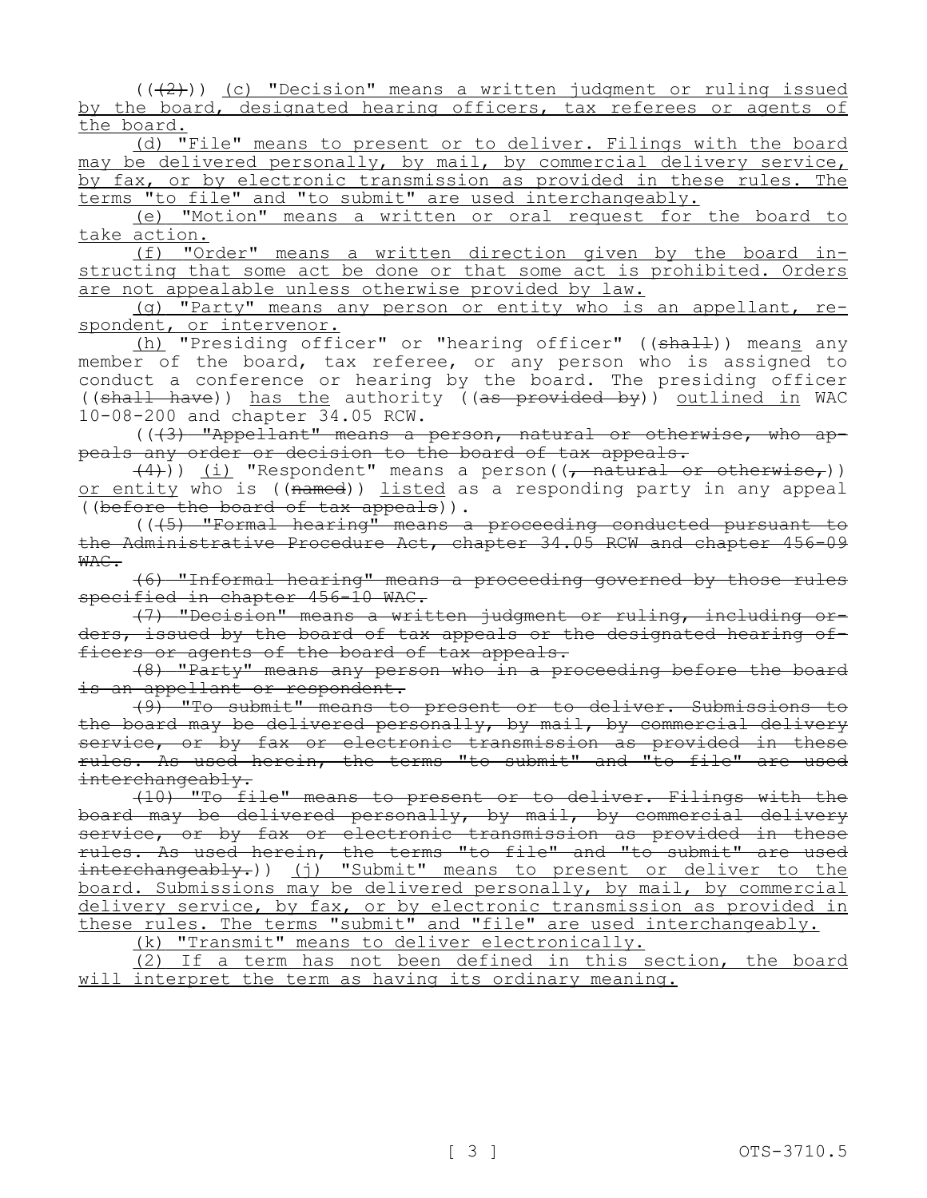((~~(2)~~)) <u>(c) "Decision" means a written judgment or ruling issued by the board, designated hearing officers, tax referees or agents of the board.</u>

<u>(d) "File" means to present or to deliver. Filings with the board may be delivered personally, by mail, by commercial delivery service, by fax, or by electronic transmission as provided in these rules. The terms "to file" and "to submit" are used interchangeably.</u>

<u>(e) "Motion" means a written or oral request for the board to take action.</u>

<u>(f) "Order" means a written direction given by the board instructing that some act be done or that some act is prohibited. Orders are not appealable unless otherwise provided by law.</u>

<u>(g) "Party" means any person or entity who is an appellant, respondent, or intervenor.</u>

<u>(h)</u> "Presiding officer" or "hearing officer" ((~~shall~~)) mean<u>s</u> any member of the board, tax referee, or any person who is assigned to conduct a conference or hearing by the board. The presiding officer ((~~shall have~~)) <u>has the</u> authority ((~~as provided by~~)) <u>outlined in</u> WAC 10-08-200 and chapter 34.05 RCW.

((~~(3) "Appellant" means a person, natural or otherwise, who appeals any order or decision to the board of tax appeals.~~

~~(4)~~)) <u>(i)</u> "Respondent" means a person((~~, natural or otherwise,~~)) <u>or entity</u> who is ((~~named~~)) <u>listed</u> as a responding party in any appeal ((~~before the board of tax appeals~~)).

((~~(5) "Formal hearing" means a proceeding conducted pursuant to the Administrative Procedure Act, chapter 34.05 RCW and chapter 456-09 WAC.~~

~~(6) "Informal hearing" means a proceeding governed by those rules specified in chapter 456-10 WAC.~~

~~(7) "Decision" means a written judgment or ruling, including orders, issued by the board of tax appeals or the designated hearing officers or agents of the board of tax appeals.~~

~~(8) "Party" means any person who in a proceeding before the board is an appellant or respondent.~~

~~(9) "To submit" means to present or to deliver. Submissions to the board may be delivered personally, by mail, by commercial delivery service, or by fax or electronic transmission as provided in these rules. As used herein, the terms "to submit" and "to file" are used interchangeably.~~

~~(10) "To file" means to present or to deliver. Filings with the board may be delivered personally, by mail, by commercial delivery service, or by fax or electronic transmission as provided in these rules. As used herein, the terms "to file" and "to submit" are used interchangeably.~~)) <u>(j) "Submit" means to present or deliver to the board. Submissions may be delivered personally, by mail, by commercial delivery service, by fax, or by electronic transmission as provided in these rules. The terms "submit" and "file" are used interchangeably.</u>

<u>(k) "Transmit" means to deliver electronically.</u>

<u>(2) If a term has not been defined in this section, the board will interpret the term as having its ordinary meaning.</u>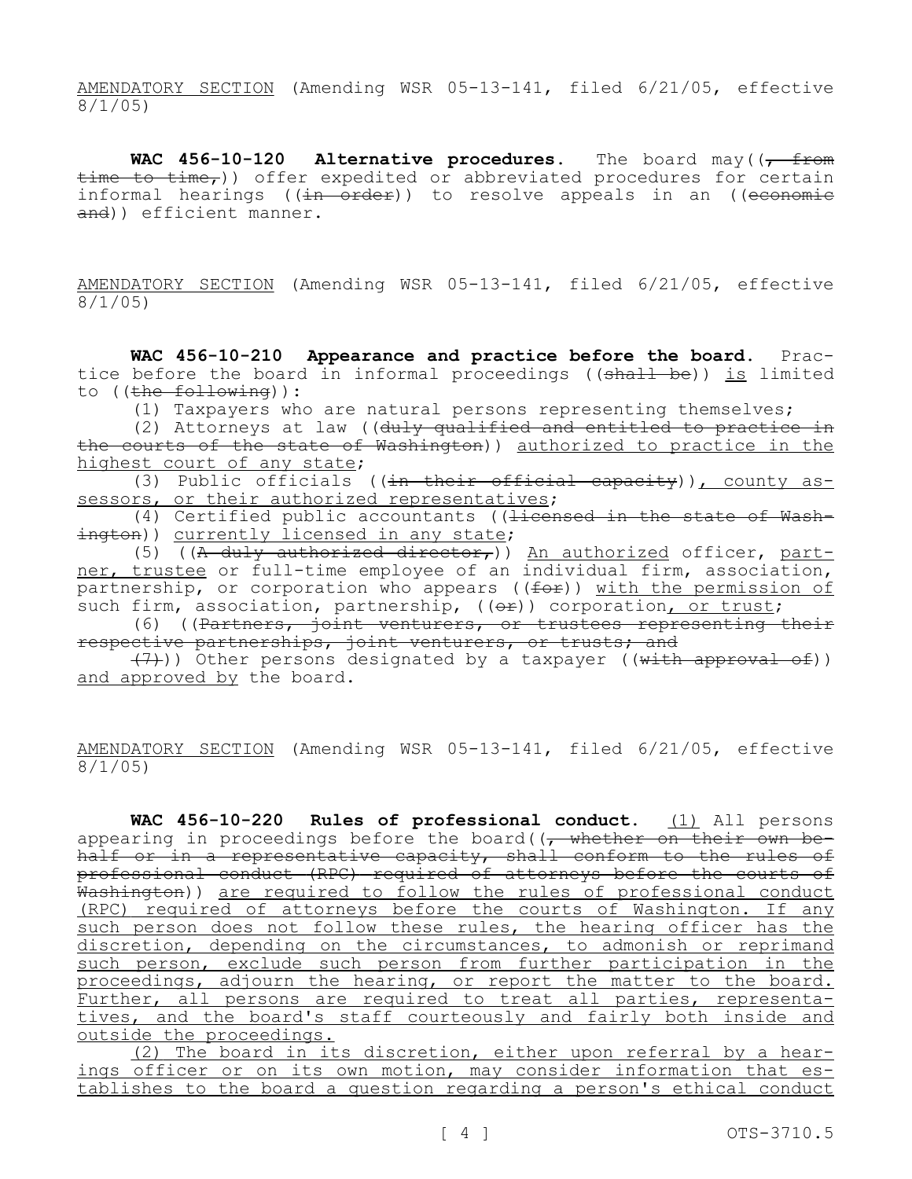AMENDATORY SECTION (Amending WSR 05-13-141, filed 6/21/05, effective 8/1/05)

**WAC 456-10-120 Alternative procedures.** The board may((~~, from time to time,~~)) offer expedited or abbreviated procedures for certain informal hearings ((~~in order~~)) to resolve appeals in an ((~~economic and~~)) efficient manner.

AMENDATORY SECTION (Amending WSR 05-13-141, filed 6/21/05, effective 8/1/05)

**WAC 456-10-210 Appearance and practice before the board.** Practice before the board in informal proceedings ((~~shall be~~)) <u>is</u> limited to ((~~the following~~)):

(1) Taxpayers who are natural persons representing themselves;

(2) Attorneys at law ((~~duly qualified and entitled to practice in the courts of the state of Washington~~)) <u>authorized to practice in the highest court of any state</u>;

(3) Public officials ((~~in their official capacity~~))<u>, county assessors, or their authorized representatives</u>;

(4) Certified public accountants ((~~licensed in the state of Washington~~)) <u>currently licensed in any state</u>;

(5) ((~~A duly authorized director,~~)) <u>An authorized</u> officer, <u>partner, trustee</u> or full-time employee of an individual firm, association, partnership, or corporation who appears ((~~for~~)) <u>with the permission of</u> such firm, association, partnership, ((~~or~~)) corporation<u>, or trust</u>;

(6) ((~~Partners, joint venturers, or trustees representing their respective partnerships, joint venturers, or trusts; and~~

~~(7)~~)) Other persons designated by a taxpayer ((~~with approval of~~)) <u>and approved by</u> the board.

AMENDATORY SECTION (Amending WSR 05-13-141, filed 6/21/05, effective 8/1/05)

**WAC 456-10-220 Rules of professional conduct.** <u>(1)</u> All persons appearing in proceedings before the board((~~, whether on their own behalf or in a representative capacity, shall conform to the rules of professional conduct (RPC) required of attorneys before the courts of Washington~~)) <u>are required to follow the rules of professional conduct (RPC) required of attorneys before the courts of Washington. If any such person does not follow these rules, the hearing officer has the discretion, depending on the circumstances, to admonish or reprimand such person, exclude such person from further participation in the proceedings, adjourn the hearing, or report the matter to the board. Further, all persons are required to treat all parties, representatives, and the board's staff courteously and fairly both inside and outside the proceedings.</u>

<u>(2) The board in its discretion, either upon referral by a hearings officer or on its own motion, may consider information that establishes to the board a question regarding a person's ethical conduct</u>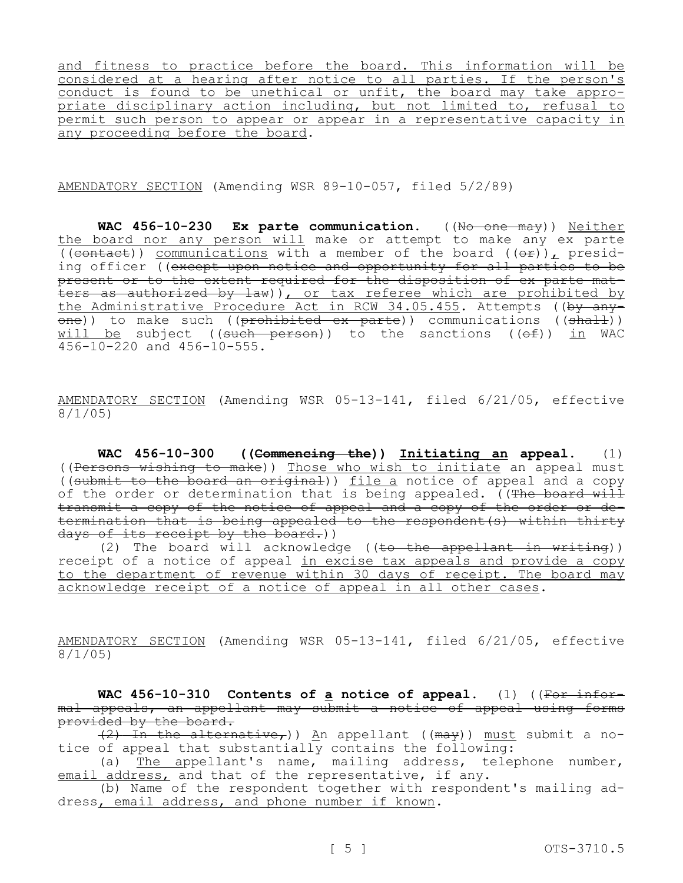and fitness to practice before the board. This information will be considered at a hearing after notice to all parties. If the person's conduct is found to be unethical or unfit, the board may take appropriate disciplinary action including, but not limited to, refusal to permit such person to appear or appear in a representative capacity in any proceeding before the board.

AMENDATORY SECTION (Amending WSR 89-10-057, filed 5/2/89)

**WAC 456-10-230 Ex parte communication.** ((~~No one may~~)) Neither the board nor any person will make or attempt to make any ex parte ((~~contact~~)) communications with a member of the board ((~~or~~)), presiding officer ((~~except upon notice and opportunity for all parties to be present or to the extent required for the disposition of ex parte matters as authorized by law~~)), or tax referee which are prohibited by the Administrative Procedure Act in RCW 34.05.455. Attempts ((~~by anyone~~)) to make such ((~~prohibited ex parte~~)) communications ((~~shall~~)) will be subject ((~~such person~~)) to the sanctions ((~~of~~)) in WAC 456-10-220 and 456-10-555.

AMENDATORY SECTION (Amending WSR 05-13-141, filed 6/21/05, effective 8/1/05)

**WAC 456-10-300 ((~~Commencing the~~)) Initiating an appeal.** (1) ((~~Persons wishing to make~~)) Those who wish to initiate an appeal must ((~~submit to the board an original~~)) file a notice of appeal and a copy of the order or determination that is being appealed. ((~~The board will transmit a copy of the notice of appeal and a copy of the order or determination that is being appealed to the respondent(s) within thirty days of its receipt by the board.~~))

(2) The board will acknowledge ((~~to the appellant in writing~~)) receipt of a notice of appeal in excise tax appeals and provide a copy to the department of revenue within 30 days of receipt. The board may acknowledge receipt of a notice of appeal in all other cases.

AMENDATORY SECTION (Amending WSR 05-13-141, filed 6/21/05, effective 8/1/05)

**WAC 456-10-310 Contents of a notice of appeal.** (1) ((~~For informal appeals, an appellant may submit a notice of appeal using forms provided by the board.~~

~~(2) In the alternative,~~)) An appellant ((~~may~~)) must submit a notice of appeal that substantially contains the following:

(a) The appellant's name, mailing address, telephone number, email address, and that of the representative, if any.

(b) Name of the respondent together with respondent's mailing address, email address, and phone number if known.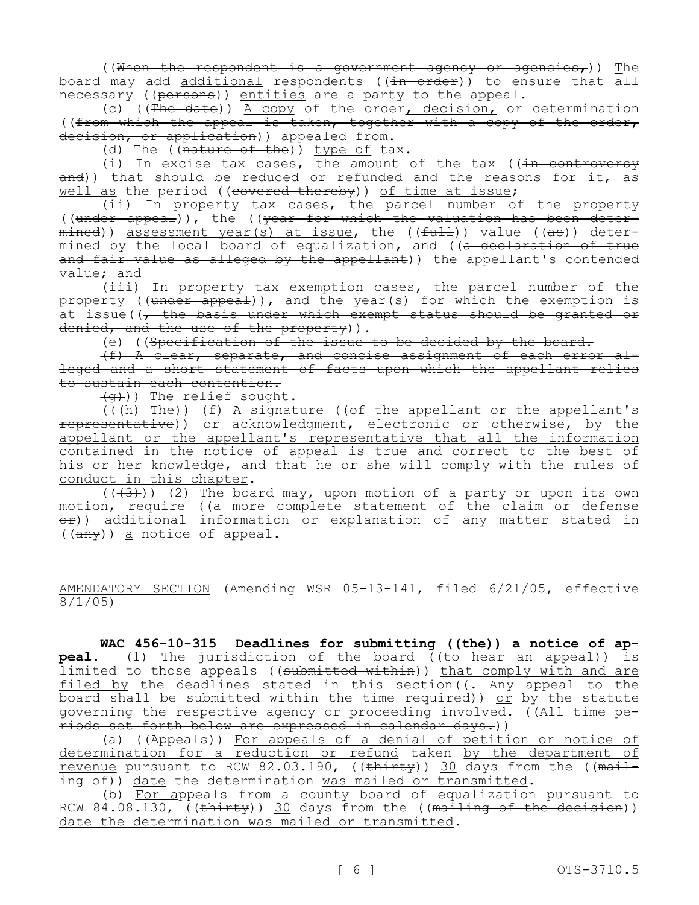((~~When the respondent is a government agency or agencies,~~)) The board may add additional respondents ((~~in order~~)) to ensure that all necessary ((~~persons~~)) entities are a party to the appeal.

(c) ((~~The date~~)) A copy of the order, decision, or determination ((~~from which the appeal is taken, together with a copy of the order, decision, or application~~)) appealed from.

(d) The ((~~nature of the~~)) type of tax.

(i) In excise tax cases, the amount of the tax ((~~in controversy and~~)) that should be reduced or refunded and the reasons for it, as well as the period ((~~covered thereby~~)) of time at issue;

(ii) In property tax cases, the parcel number of the property ((~~under appeal~~)), the ((~~year for which the valuation has been determined~~)) assessment year(s) at issue, the ((~~full~~)) value ((~~as~~)) determined by the local board of equalization, and ((~~a declaration of true and fair value as alleged by the appellant~~)) the appellant's contended value; and

(iii) In property tax exemption cases, the parcel number of the property ((~~under appeal~~)), and the year(s) for which the exemption is at issue((~~, the basis under which exempt status should be granted or denied, and the use of the property~~)).

(e) ((~~Specification of the issue to be decided by the board.~~

~~(f) A clear, separate, and concise assignment of each error alleged and a short statement of facts upon which the appellant relies to sustain each contention.~~

~~(g)~~)) The relief sought.

((~~(h) The~~)) (f) A signature ((~~of the appellant or the appellant's representative~~)) or acknowledgment, electronic or otherwise, by the appellant or the appellant's representative that all the information contained in the notice of appeal is true and correct to the best of his or her knowledge, and that he or she will comply with the rules of conduct in this chapter.

((~~(3)~~)) (2) The board may, upon motion of a party or upon its own motion, require ((~~a more complete statement of the claim or defense or~~)) additional information or explanation of any matter stated in ((~~any~~)) a notice of appeal.

AMENDATORY SECTION (Amending WSR 05-13-141, filed 6/21/05, effective 8/1/05)

**WAC 456-10-315 Deadlines for submitting ((~~the~~)) a notice of appeal.** (1) The jurisdiction of the board ((~~to hear an appeal~~)) is limited to those appeals ((~~submitted within~~)) that comply with and are filed by the deadlines stated in this section((~~. Any appeal to the board shall be submitted within the time required~~)) or by the statute governing the respective agency or proceeding involved. ((~~All time periods set forth below are expressed in calendar days.~~))

(a) ((~~Appeals~~)) For appeals of a denial of petition or notice of determination for a reduction or refund taken by the department of revenue pursuant to RCW 82.03.190, ((~~thirty~~)) 30 days from the ((~~mailing of~~)) date the determination was mailed or transmitted.

(b) For appeals from a county board of equalization pursuant to RCW 84.08.130, ((~~thirty~~)) 30 days from the ((~~mailing of the decision~~)) date the determination was mailed or transmitted.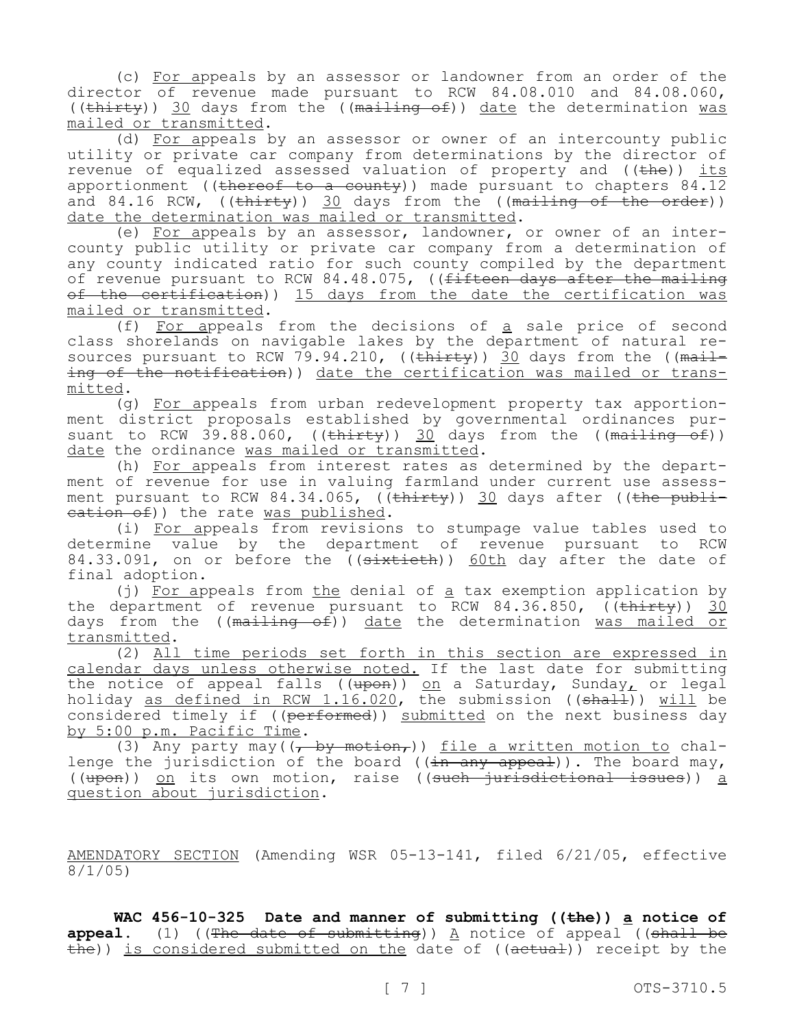(c) For appeals by an assessor or landowner from an order of the director of revenue made pursuant to RCW 84.08.010 and 84.08.060, ((thirty)) 30 days from the ((mailing of)) date the determination was mailed or transmitted.

(d) For appeals by an assessor or owner of an intercounty public utility or private car company from determinations by the director of revenue of equalized assessed valuation of property and ((the)) its apportionment ((thereof to a county)) made pursuant to chapters 84.12 and 84.16 RCW, ((thirty)) 30 days from the ((mailing of the order)) date the determination was mailed or transmitted.

(e) For appeals by an assessor, landowner, or owner of an intercounty public utility or private car company from a determination of any county indicated ratio for such county compiled by the department of revenue pursuant to RCW 84.48.075, ((fifteen days after the mailing of the certification)) 15 days from the date the certification was mailed or transmitted.

(f) For appeals from the decisions of a sale price of second class shorelands on navigable lakes by the department of natural resources pursuant to RCW 79.94.210, ((thirty)) 30 days from the ((mailing of the notification)) date the certification was mailed or transmitted.

(g) For appeals from urban redevelopment property tax apportionment district proposals established by governmental ordinances pursuant to RCW 39.88.060, ((thirty)) 30 days from the ((mailing of)) date the ordinance was mailed or transmitted.

(h) For appeals from interest rates as determined by the department of revenue for use in valuing farmland under current use assessment pursuant to RCW 84.34.065, ((thirty)) 30 days after ((the publication of)) the rate was published.

(i) For appeals from revisions to stumpage value tables used to determine value by the department of revenue pursuant to RCW 84.33.091, on or before the ((sixtieth)) 60th day after the date of final adoption.

(j) For appeals from the denial of a tax exemption application by the department of revenue pursuant to RCW 84.36.850, ((thirty)) 30 days from the ((mailing of)) date the determination was mailed or transmitted.

(2) All time periods set forth in this section are expressed in calendar days unless otherwise noted. If the last date for submitting the notice of appeal falls ((upon)) on a Saturday, Sunday, or legal holiday as defined in RCW 1.16.020, the submission ((shall)) will be considered timely if ((performed)) submitted on the next business day by 5:00 p.m. Pacific Time.

(3) Any party may((, by motion,)) file a written motion to challenge the jurisdiction of the board ((in any appeal)). The board may, ((upon)) on its own motion, raise ((such jurisdictional issues)) a question about jurisdiction.

AMENDATORY SECTION (Amending WSR 05-13-141, filed 6/21/05, effective 8/1/05)

**WAC 456-10-325 Date and manner of submitting ((the)) a notice of appeal.** (1) ((The date of submitting)) A notice of appeal ((shall be the)) is considered submitted on the date of ((actual)) receipt by the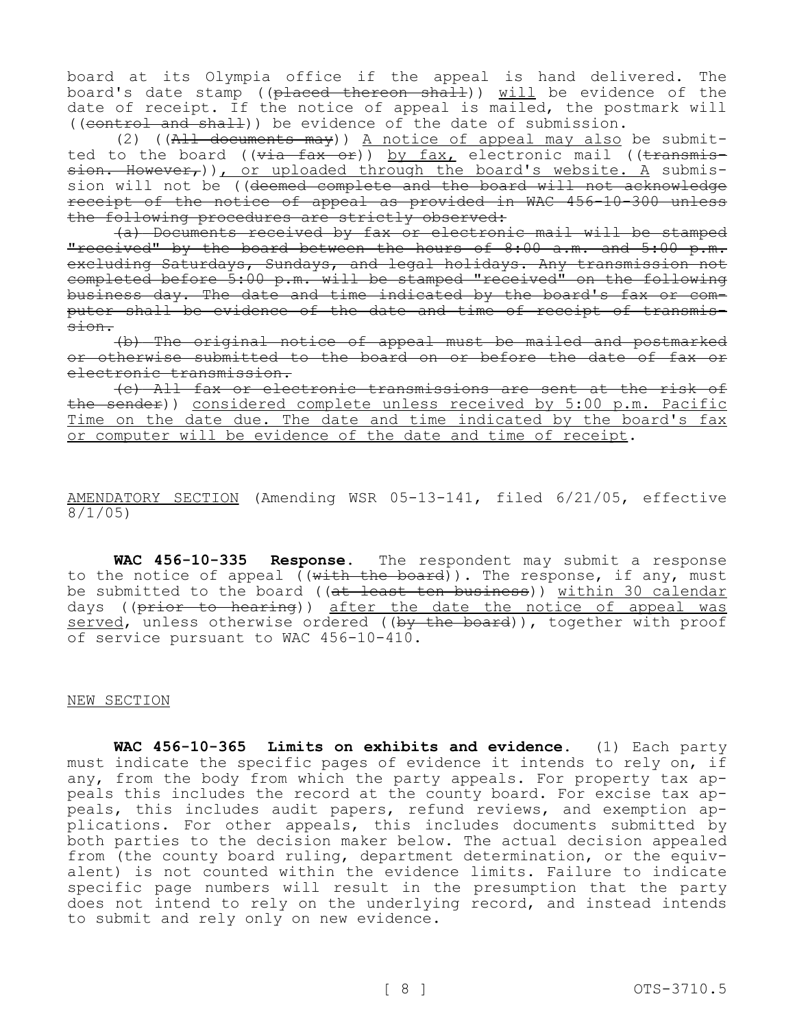board at its Olympia office if the appeal is hand delivered. The board's date stamp ((~~placed thereon shall~~)) <u>will</u> be evidence of the date of receipt. If the notice of appeal is mailed, the postmark will ((~~control and shall~~)) be evidence of the date of submission.

(2) ((~~All documents may~~)) <u>A notice of appeal may also</u> be submitted to the board ((~~via fax or~~)) <u>by fax,</u> electronic mail ((~~transmission. However,~~))<u>, or uploaded through the board's website. A</u> submission will not be ((~~deemed complete and the board will not acknowledge receipt of the notice of appeal as provided in WAC 456-10-300 unless the following procedures are strictly observed:~~

~~(a) Documents received by fax or electronic mail will be stamped "received" by the board between the hours of 8:00 a.m. and 5:00 p.m. excluding Saturdays, Sundays, and legal holidays. Any transmission not completed before 5:00 p.m. will be stamped "received" on the following business day. The date and time indicated by the board's fax or computer shall be evidence of the date and time of receipt of transmission.~~

~~(b) The original notice of appeal must be mailed and postmarked or otherwise submitted to the board on or before the date of fax or electronic transmission.~~

~~(c) All fax or electronic transmissions are sent at the risk of the sender~~)) <u>considered complete unless received by 5:00 p.m. Pacific Time on the date due. The date and time indicated by the board's fax or computer will be evidence of the date and time of receipt</u>.

<u>AMENDATORY SECTION</u> (Amending WSR 05-13-141, filed 6/21/05, effective 8/1/05)

**WAC 456-10-335 Response.** The respondent may submit a response to the notice of appeal ((~~with the board~~)). The response, if any, must be submitted to the board ((~~at least ten business~~)) <u>within 30 calendar</u> days ((~~prior to hearing~~)) <u>after the date the notice of appeal was served</u>, unless otherwise ordered ((~~by the board~~)), together with proof of service pursuant to WAC 456-10-410.

<u>NEW SECTION</u>

**WAC 456-10-365 Limits on exhibits and evidence.** (1) Each party must indicate the specific pages of evidence it intends to rely on, if any, from the body from which the party appeals. For property tax appeals this includes the record at the county board. For excise tax appeals, this includes audit papers, refund reviews, and exemption applications. For other appeals, this includes documents submitted by both parties to the decision maker below. The actual decision appealed from (the county board ruling, department determination, or the equivalent) is not counted within the evidence limits. Failure to indicate specific page numbers will result in the presumption that the party does not intend to rely on the underlying record, and instead intends to submit and rely only on new evidence.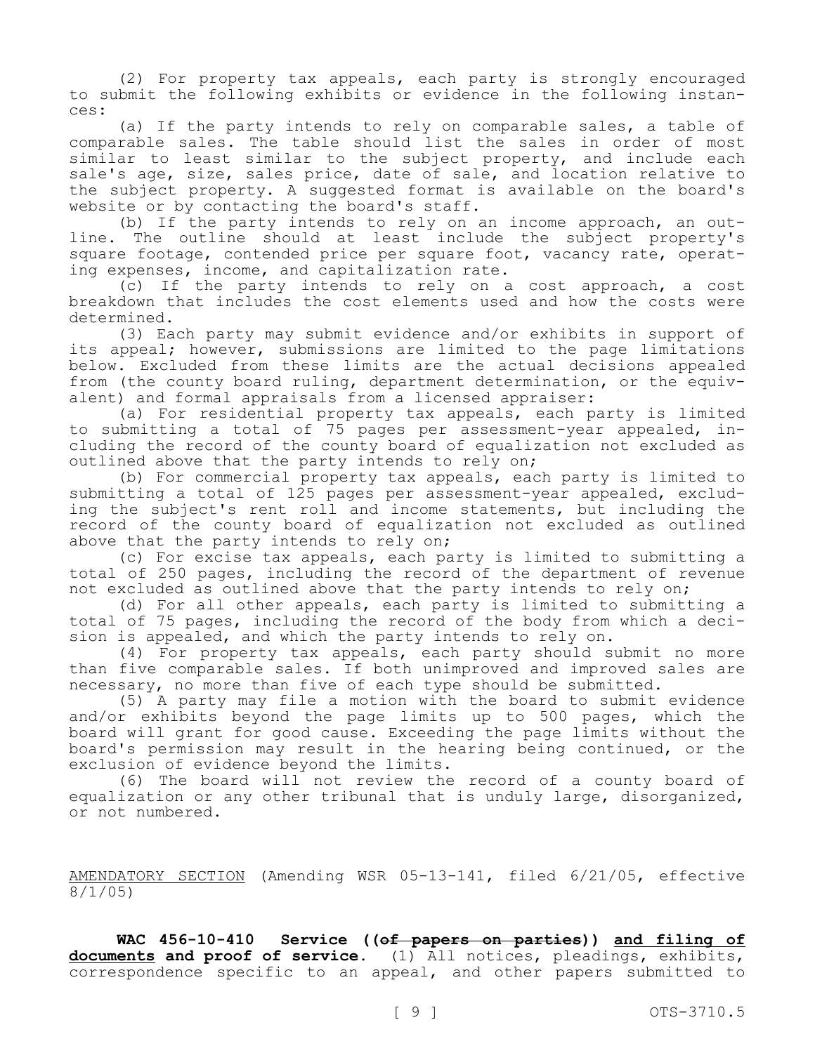(2) For property tax appeals, each party is strongly encouraged to submit the following exhibits or evidence in the following instances:

(a) If the party intends to rely on comparable sales, a table of comparable sales. The table should list the sales in order of most similar to least similar to the subject property, and include each sale's age, size, sales price, date of sale, and location relative to the subject property. A suggested format is available on the board's website or by contacting the board's staff.

(b) If the party intends to rely on an income approach, an outline. The outline should at least include the subject property's square footage, contended price per square foot, vacancy rate, operating expenses, income, and capitalization rate.

(c) If the party intends to rely on a cost approach, a cost breakdown that includes the cost elements used and how the costs were determined.

(3) Each party may submit evidence and/or exhibits in support of its appeal; however, submissions are limited to the page limitations below. Excluded from these limits are the actual decisions appealed from (the county board ruling, department determination, or the equivalent) and formal appraisals from a licensed appraiser:

(a) For residential property tax appeals, each party is limited to submitting a total of 75 pages per assessment-year appealed, including the record of the county board of equalization not excluded as outlined above that the party intends to rely on;

(b) For commercial property tax appeals, each party is limited to submitting a total of 125 pages per assessment-year appealed, excluding the subject's rent roll and income statements, but including the record of the county board of equalization not excluded as outlined above that the party intends to rely on;

(c) For excise tax appeals, each party is limited to submitting a total of 250 pages, including the record of the department of revenue not excluded as outlined above that the party intends to rely on;

(d) For all other appeals, each party is limited to submitting a total of 75 pages, including the record of the body from which a decision is appealed, and which the party intends to rely on.

(4) For property tax appeals, each party should submit no more than five comparable sales. If both unimproved and improved sales are necessary, no more than five of each type should be submitted.

(5) A party may file a motion with the board to submit evidence and/or exhibits beyond the page limits up to 500 pages, which the board will grant for good cause. Exceeding the page limits without the board's permission may result in the hearing being continued, or the exclusion of evidence beyond the limits.

(6) The board will not review the record of a county board of equalization or any other tribunal that is unduly large, disorganized, or not numbered.

AMENDATORY SECTION (Amending WSR 05-13-141, filed 6/21/05, effective 8/1/05)

**WAC 456-10-410 Service ((~~of papers on parties~~)) and filing of documents and proof of service.** (1) All notices, pleadings, exhibits, correspondence specific to an appeal, and other papers submitted to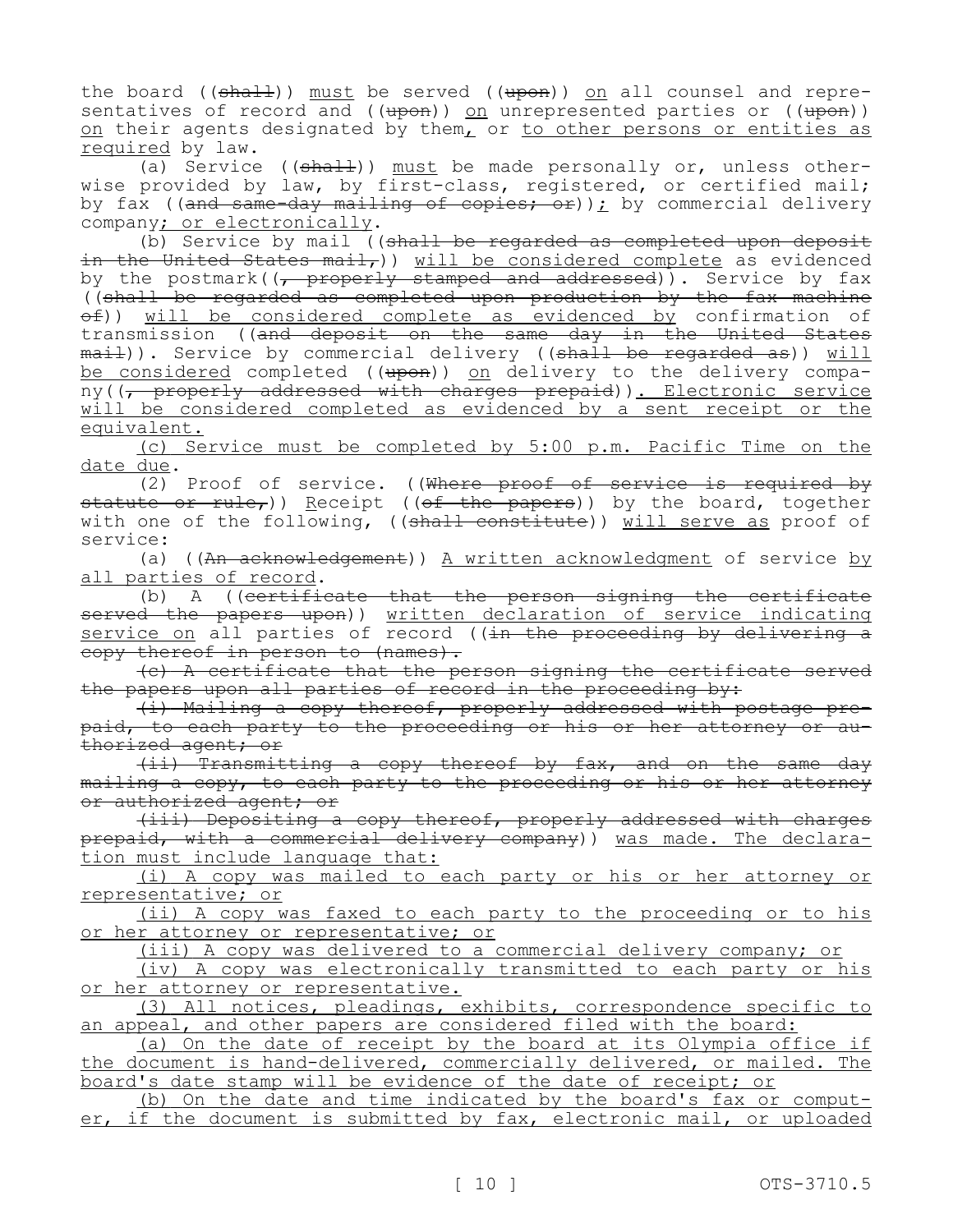the board ((~~shall~~)) must be served ((~~upon~~)) on all counsel and representatives of record and ((~~upon~~)) on unrepresented parties or ((~~upon~~)) on their agents designated by them, or to other persons or entities as required by law.

(a) Service ((~~shall~~)) must be made personally or, unless otherwise provided by law, by first-class, registered, or certified mail; by fax ((~~and same-day mailing of copies; or~~)); by commercial delivery company; or electronically.

(b) Service by mail ((~~shall be regarded as completed upon deposit in the United States mail,~~)) will be considered complete as evidenced by the postmark((~~, properly stamped and addressed~~)). Service by fax ((~~shall be regarded as completed upon production by the fax machine of~~)) will be considered complete as evidenced by confirmation of transmission ((~~and deposit on the same day in the United States mail~~)). Service by commercial delivery ((~~shall be regarded as~~)) will be considered completed ((~~upon~~)) on delivery to the delivery company((~~, properly addressed with charges prepaid~~)). Electronic service will be considered completed as evidenced by a sent receipt or the equivalent.

(c) Service must be completed by 5:00 p.m. Pacific Time on the date due.

(2) Proof of service. ((~~Where proof of service is required by statute or rule,~~)) Receipt ((~~of the papers~~)) by the board, together with one of the following, ((~~shall constitute~~)) will serve as proof of service:

(a) ((~~An acknowledgement~~)) A written acknowledgment of service by all parties of record.

(b) A ((~~certificate that the person signing the certificate served the papers upon~~)) written declaration of service indicating service on all parties of record ((~~in the proceeding by delivering a copy thereof in person to (names).~~

~~(c) A certificate that the person signing the certificate served the papers upon all parties of record in the proceeding by:~~

~~(i) Mailing a copy thereof, properly addressed with postage prepaid, to each party to the proceeding or his or her attorney or authorized agent; or~~

~~(ii) Transmitting a copy thereof by fax, and on the same day mailing a copy, to each party to the proceeding or his or her attorney or authorized agent; or~~

~~(iii) Depositing a copy thereof, properly addressed with charges prepaid, with a commercial delivery company~~)) was made. The declaration must include language that:

(i) A copy was mailed to each party or his or her attorney or representative; or

(ii) A copy was faxed to each party to the proceeding or to his or her attorney or representative; or

(iii) A copy was delivered to a commercial delivery company; or

(iv) A copy was electronically transmitted to each party or his or her attorney or representative.

(3) All notices, pleadings, exhibits, correspondence specific to an appeal, and other papers are considered filed with the board:

(a) On the date of receipt by the board at its Olympia office if the document is hand-delivered, commercially delivered, or mailed. The board's date stamp will be evidence of the date of receipt; or

(b) On the date and time indicated by the board's fax or computer, if the document is submitted by fax, electronic mail, or uploaded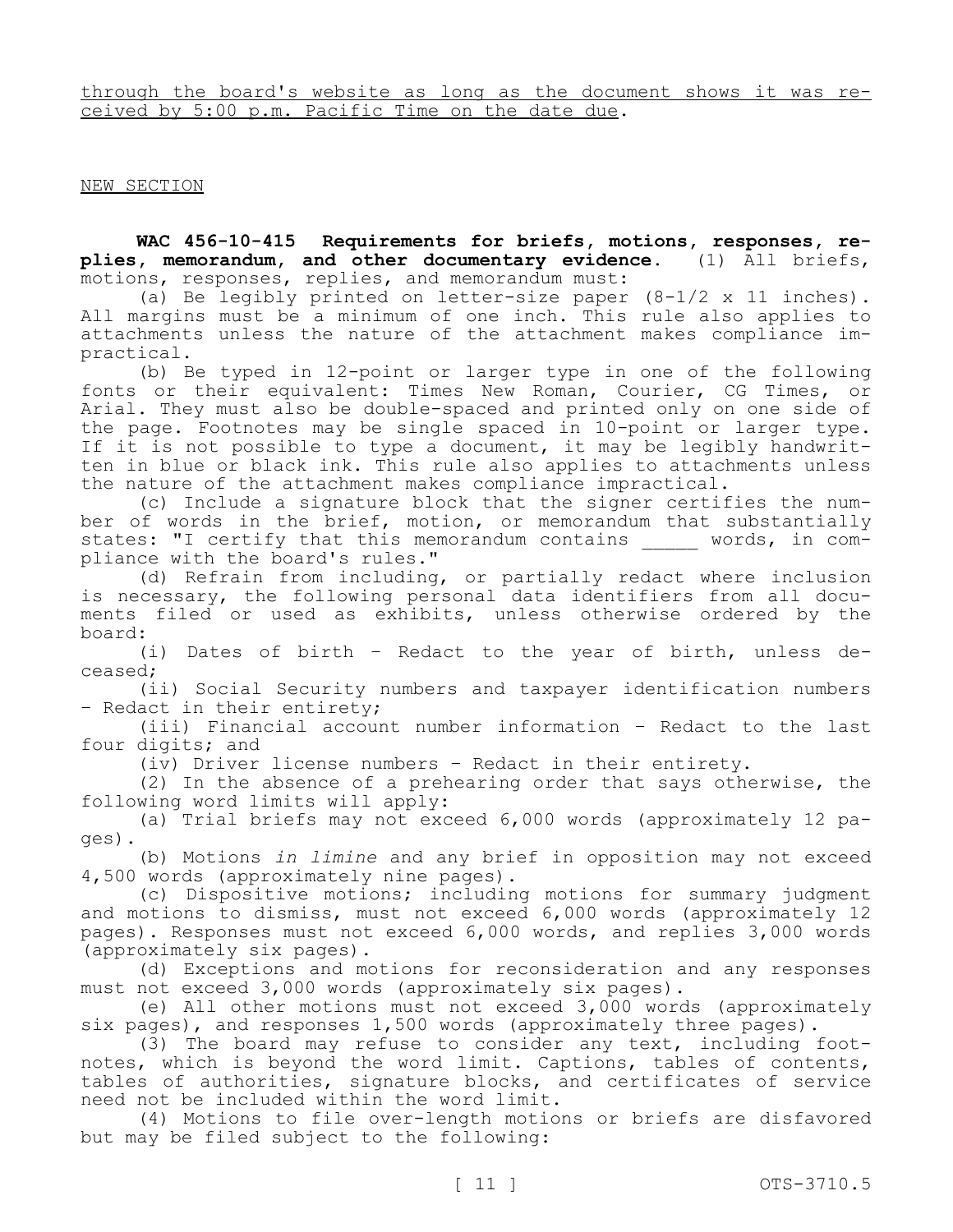through the board's website as long as the document shows it was received by 5:00 p.m. Pacific Time on the date due.

NEW SECTION

**WAC 456-10-415 Requirements for briefs, motions, responses, replies, memorandum, and other documentary evidence.** (1) All briefs, motions, responses, replies, and memorandum must:

(a) Be legibly printed on letter-size paper (8-1/2 x 11 inches). All margins must be a minimum of one inch. This rule also applies to attachments unless the nature of the attachment makes compliance impractical.

(b) Be typed in 12-point or larger type in one of the following fonts or their equivalent: Times New Roman, Courier, CG Times, or Arial. They must also be double-spaced and printed only on one side of the page. Footnotes may be single spaced in 10-point or larger type. If it is not possible to type a document, it may be legibly handwritten in blue or black ink. This rule also applies to attachments unless the nature of the attachment makes compliance impractical.

(c) Include a signature block that the signer certifies the number of words in the brief, motion, or memorandum that substantially states: "I certify that this memorandum contains _____ words, in compliance with the board's rules."

(d) Refrain from including, or partially redact where inclusion is necessary, the following personal data identifiers from all documents filed or used as exhibits, unless otherwise ordered by the board:

(i) Dates of birth - Redact to the year of birth, unless deceased;

(ii) Social Security numbers and taxpayer identification numbers - Redact in their entirety;

(iii) Financial account number information - Redact to the last four digits; and

(iv) Driver license numbers - Redact in their entirety.

(2) In the absence of a prehearing order that says otherwise, the following word limits will apply:

(a) Trial briefs may not exceed 6,000 words (approximately 12 pages).

(b) Motions *in limine* and any brief in opposition may not exceed 4,500 words (approximately nine pages).

(c) Dispositive motions; including motions for summary judgment and motions to dismiss, must not exceed 6,000 words (approximately 12 pages). Responses must not exceed 6,000 words, and replies 3,000 words (approximately six pages).

(d) Exceptions and motions for reconsideration and any responses must not exceed 3,000 words (approximately six pages).

(e) All other motions must not exceed 3,000 words (approximately six pages), and responses 1,500 words (approximately three pages).

(3) The board may refuse to consider any text, including footnotes, which is beyond the word limit. Captions, tables of contents, tables of authorities, signature blocks, and certificates of service need not be included within the word limit.

(4) Motions to file over-length motions or briefs are disfavored but may be filed subject to the following: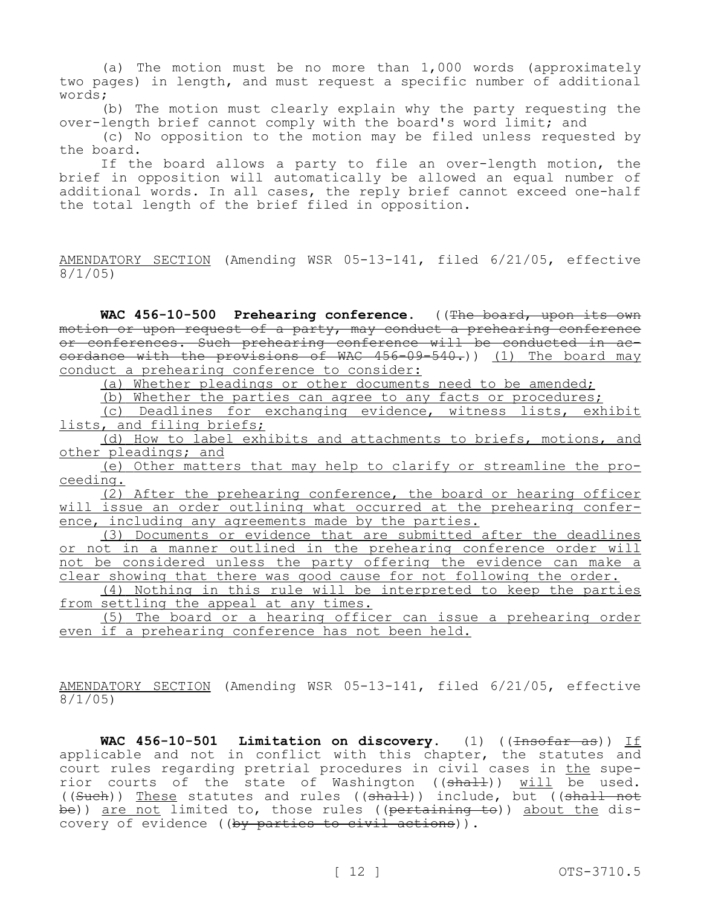(a) The motion must be no more than 1,000 words (approximately two pages) in length, and must request a specific number of additional words;

(b) The motion must clearly explain why the party requesting the over-length brief cannot comply with the board's word limit; and

(c) No opposition to the motion may be filed unless requested by the board.

If the board allows a party to file an over-length motion, the brief in opposition will automatically be allowed an equal number of additional words. In all cases, the reply brief cannot exceed one-half the total length of the brief filed in opposition.

AMENDATORY SECTION (Amending WSR 05-13-141, filed 6/21/05, effective 8/1/05)

**WAC 456-10-500 Prehearing conference.** ((~~The board, upon its own motion or upon request of a party, may conduct a prehearing conference or conferences. Such prehearing conference will be conducted in accordance with the provisions of WAC 456-09-540.~~)) (1) The board may conduct a prehearing conference to consider:

(a) Whether pleadings or other documents need to be amended;

(b) Whether the parties can agree to any facts or procedures;

(c) Deadlines for exchanging evidence, witness lists, exhibit lists, and filing briefs;

(d) How to label exhibits and attachments to briefs, motions, and other pleadings; and

(e) Other matters that may help to clarify or streamline the proceeding.

(2) After the prehearing conference, the board or hearing officer will issue an order outlining what occurred at the prehearing conference, including any agreements made by the parties.

(3) Documents or evidence that are submitted after the deadlines or not in a manner outlined in the prehearing conference order will not be considered unless the party offering the evidence can make a clear showing that there was good cause for not following the order.

(4) Nothing in this rule will be interpreted to keep the parties from settling the appeal at any times.

(5) The board or a hearing officer can issue a prehearing order even if a prehearing conference has not been held.

AMENDATORY SECTION (Amending WSR 05-13-141, filed 6/21/05, effective 8/1/05)

**WAC 456-10-501 Limitation on discovery.** (1) ((~~Insofar as~~)) If applicable and not in conflict with this chapter, the statutes and court rules regarding pretrial procedures in civil cases in the superior courts of the state of Washington ((~~shall~~)) will be used. ((~~Such~~)) These statutes and rules ((~~shall~~)) include, but ((~~shall not be~~)) are not limited to, those rules ((~~pertaining to~~)) about the discovery of evidence ((~~by parties to civil actions~~)).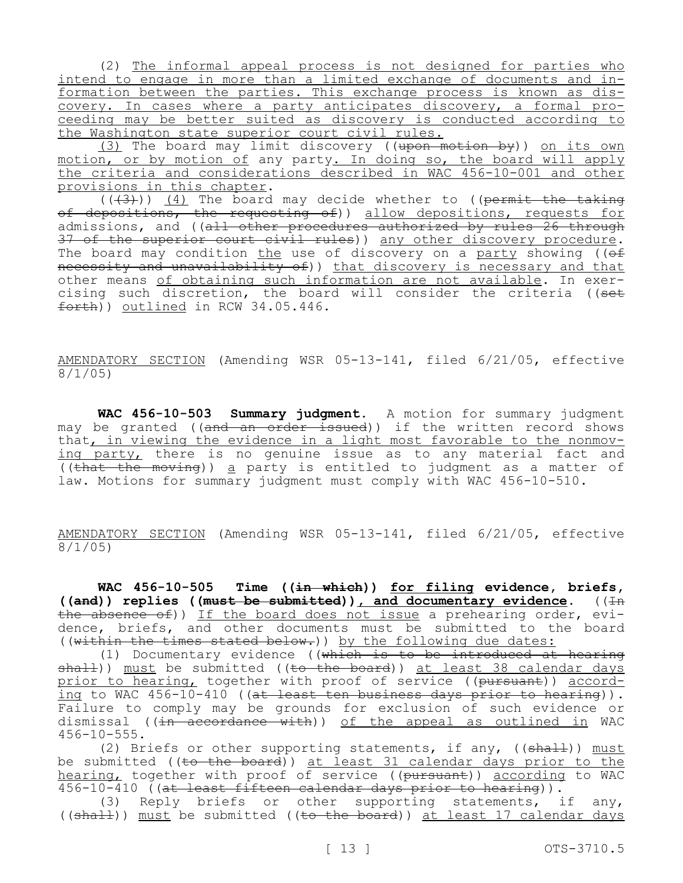(2) The informal appeal process is not designed for parties who intend to engage in more than a limited exchange of documents and information between the parties. This exchange process is known as discovery. In cases where a party anticipates discovery, a formal proceeding may be better suited as discovery is conducted according to the Washington state superior court civil rules.

(3) The board may limit discovery ((upon motion by)) on its own motion, or by motion of any party. In doing so, the board will apply the criteria and considerations described in WAC 456-10-001 and other provisions in this chapter.

(((3))) (4) The board may decide whether to ((permit the taking of depositions, the requesting of)) allow depositions, requests for admissions, and ((all other procedures authorized by rules 26 through 37 of the superior court civil rules)) any other discovery procedure. The board may condition the use of discovery on a party showing ((of necessity and unavailability of)) that discovery is necessary and that other means of obtaining such information are not available. In exercising such discretion, the board will consider the criteria ((set forth)) outlined in RCW 34.05.446.

AMENDATORY SECTION (Amending WSR 05-13-141, filed 6/21/05, effective 8/1/05)

**WAC 456-10-503 Summary judgment.** A motion for summary judgment may be granted ((and an order issued)) if the written record shows that, in viewing the evidence in a light most favorable to the nonmoving party, there is no genuine issue as to any material fact and ((that the moving)) a party is entitled to judgment as a matter of law. Motions for summary judgment must comply with WAC 456-10-510.

AMENDATORY SECTION (Amending WSR 05-13-141, filed 6/21/05, effective 8/1/05)

**WAC 456-10-505 Time ((in which)) for filing evidence, briefs, ((and)) replies ((must be submitted)), and documentary evidence.** ((In the absence of)) If the board does not issue a prehearing order, evidence, briefs, and other documents must be submitted to the board ((within the times stated below.)) by the following due dates:

(1) Documentary evidence ((which is to be introduced at hearing shall)) must be submitted ((to the board)) at least 38 calendar days prior to hearing, together with proof of service ((pursuant)) according to WAC 456-10-410 ((at least ten business days prior to hearing)). Failure to comply may be grounds for exclusion of such evidence or dismissal ((in accordance with)) of the appeal as outlined in WAC 456-10-555.

(2) Briefs or other supporting statements, if any, ((shall)) must be submitted ((to the board)) at least 31 calendar days prior to the hearing, together with proof of service ((pursuant)) according to WAC 456-10-410 ((at least fifteen calendar days prior to hearing)).

(3) Reply briefs or other supporting statements, if any, ((shall)) must be submitted ((to the board)) at least 17 calendar days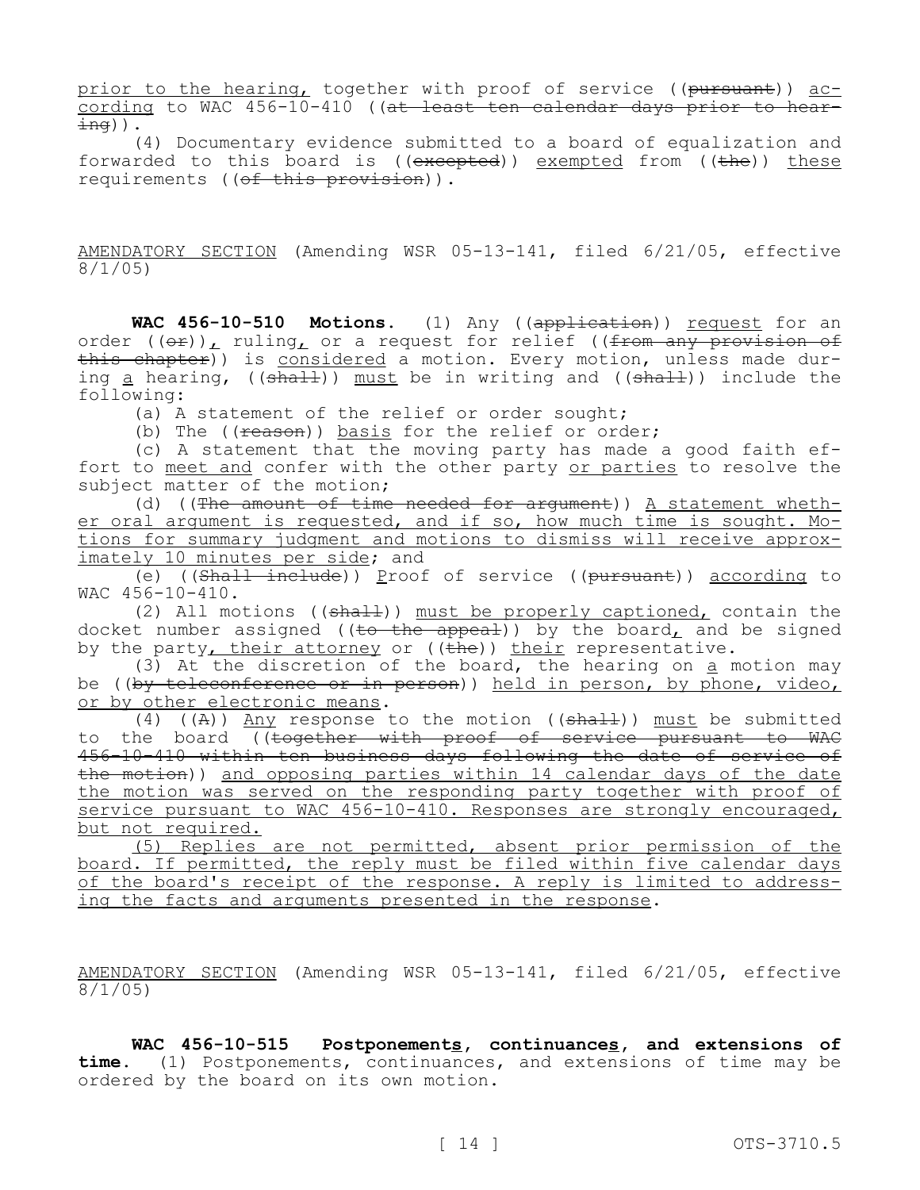prior to the hearing, together with proof of service ((~~pursuant~~)) according to WAC 456-10-410 ((~~at least ten calendar days prior to hearing~~)).

(4) Documentary evidence submitted to a board of equalization and forwarded to this board is ((~~excepted~~)) exempted from ((~~the~~)) these requirements ((~~of this provision~~)).

AMENDATORY SECTION (Amending WSR 05-13-141, filed 6/21/05, effective 8/1/05)

**WAC 456-10-510 Motions.** (1) Any ((~~application~~)) request for an order ((~~or~~)), ruling, or a request for relief ((~~from any provision of this chapter~~)) is considered a motion. Every motion, unless made during a hearing, ((~~shall~~)) must be in writing and ((~~shall~~)) include the following:

(a) A statement of the relief or order sought;

(b) The ((~~reason~~)) basis for the relief or order;

(c) A statement that the moving party has made a good faith effort to meet and confer with the other party or parties to resolve the subject matter of the motion;

(d) ((~~The amount of time needed for argument~~)) A statement whether oral argument is requested, and if so, how much time is sought. Motions for summary judgment and motions to dismiss will receive approximately 10 minutes per side; and

(e) ((~~Shall include~~)) Proof of service ((~~pursuant~~)) according to WAC 456-10-410.

(2) All motions ((~~shall~~)) must be properly captioned, contain the docket number assigned ((~~to the appeal~~)) by the board, and be signed by the party, their attorney or ((~~the~~)) their representative.

(3) At the discretion of the board, the hearing on a motion may be ((~~by teleconference or in person~~)) held in person, by phone, video, or by other electronic means.

(4) ((~~A~~)) Any response to the motion ((~~shall~~)) must be submitted to the board ((~~together with proof of service pursuant to WAC 456-10-410 within ten business days following the date of service of the motion~~)) and opposing parties within 14 calendar days of the date the motion was served on the responding party together with proof of service pursuant to WAC 456-10-410. Responses are strongly encouraged, but not required.

(5) Replies are not permitted, absent prior permission of the board. If permitted, the reply must be filed within five calendar days of the board's receipt of the response. A reply is limited to addressing the facts and arguments presented in the response.

AMENDATORY SECTION (Amending WSR 05-13-141, filed 6/21/05, effective 8/1/05)

**WAC 456-10-515 Postponements, continuances, and extensions of time.** (1) Postponements, continuances, and extensions of time may be ordered by the board on its own motion.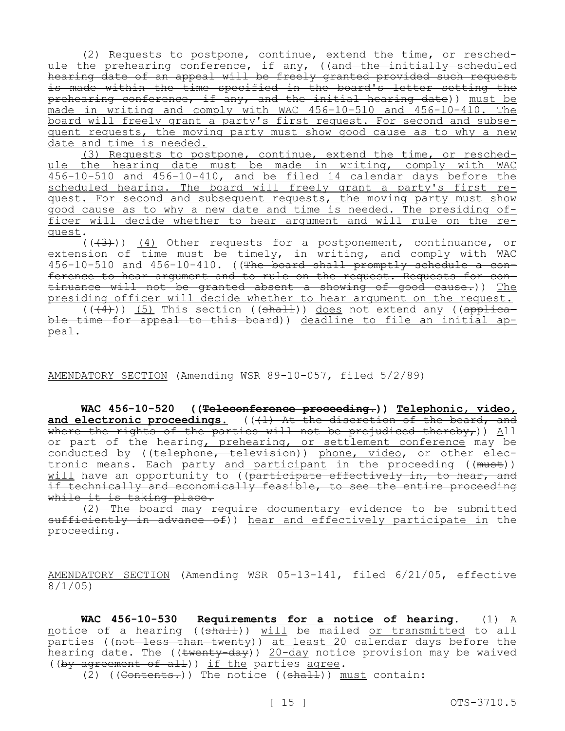(2) Requests to postpone, continue, extend the time, or reschedule the prehearing conference, if any, ((and the initially scheduled hearing date of an appeal will be freely granted provided such request is made within the time specified in the board's letter setting the prehearing conference, if any, and the initial hearing date)) must be made in writing and comply with WAC 456-10-510 and 456-10-410. The board will freely grant a party's first request. For second and subsequent requests, the moving party must show good cause as to why a new date and time is needed.

(3) Requests to postpone, continue, extend the time, or reschedule the hearing date must be made in writing, comply with WAC 456-10-510 and 456-10-410, and be filed 14 calendar days before the scheduled hearing. The board will freely grant a party's first request. For second and subsequent requests, the moving party must show good cause as to why a new date and time is needed. The presiding officer will decide whether to hear argument and will rule on the request.

(((3))) (4) Other requests for a postponement, continuance, or extension of time must be timely, in writing, and comply with WAC 456-10-510 and 456-10-410. ((The board shall promptly schedule a conference to hear argument and to rule on the request. Requests for continuance will not be granted absent a showing of good cause.)) The presiding officer will decide whether to hear argument on the request.

(((4))) (5) This section ((shall)) does not extend any ((applicable time for appeal to this board)) deadline to file an initial appeal.

AMENDATORY SECTION (Amending WSR 89-10-057, filed 5/2/89)

**WAC 456-10-520 ((Teleconference proceeding.)) Telephonic, video, and electronic proceedings.** (((1) At the discretion of the board, and where the rights of the parties will not be prejudiced thereby,)) All or part of the hearing, prehearing, or settlement conference may be conducted by ((telephone, television)) phone, video, or other electronic means. Each party and participant in the proceeding ((must)) will have an opportunity to ((participate effectively in, to hear, and if technically and economically feasible, to see the entire proceeding while it is taking place.

(2) The board may require documentary evidence to be submitted sufficiently in advance of)) hear and effectively participate in the proceeding.

AMENDATORY SECTION (Amending WSR 05-13-141, filed 6/21/05, effective 8/1/05)

**WAC 456-10-530 Requirements for a notice of hearing.** (1) A notice of a hearing ((shall)) will be mailed or transmitted to all parties ((not less than twenty)) at least 20 calendar days before the hearing date. The ((twenty-day)) 20-day notice provision may be waived ((by agreement of all)) if the parties agree.

(2) ((Contents.)) The notice ((shall)) must contain: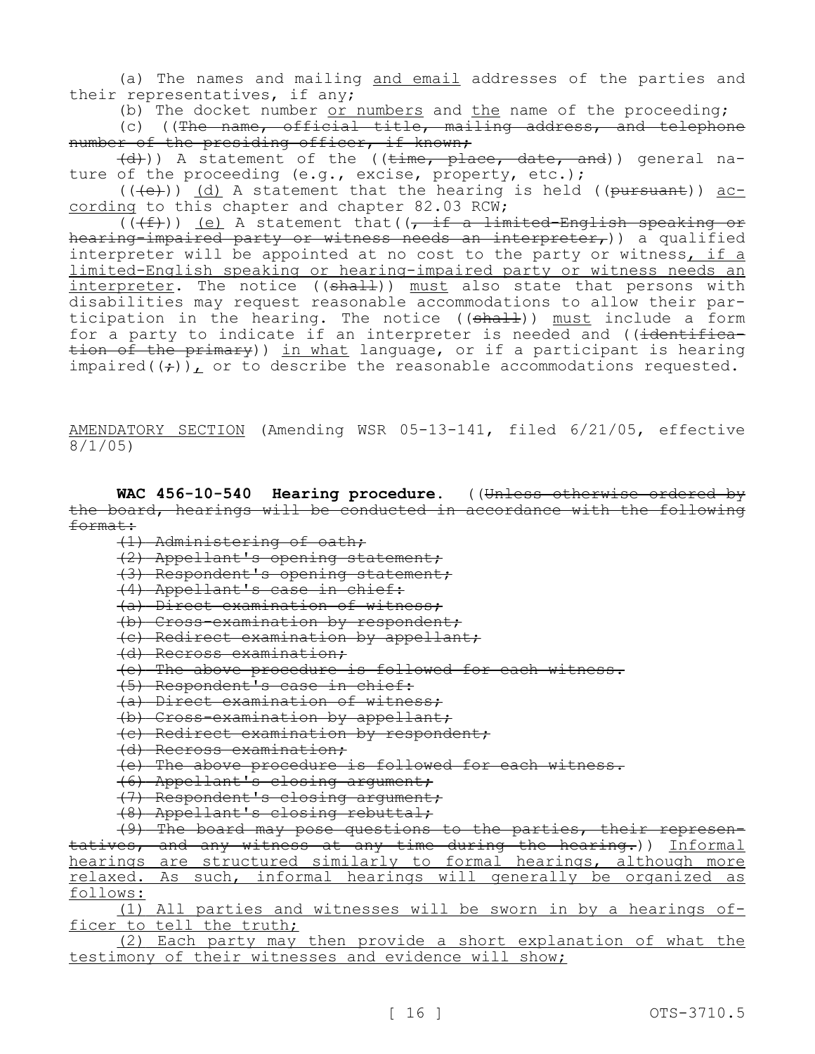(a) The names and mailing and email addresses of the parties and their representatives, if any;

(b) The docket number or numbers and the name of the proceeding;

(c) ((The name, official title, mailing address, and telephone number of the presiding officer, if known;

(d))) A statement of the ((time, place, date, and)) general nature of the proceeding (e.g., excise, property, etc.);

(((e))) (d) A statement that the hearing is held ((pursuant)) according to this chapter and chapter 82.03 RCW;

(((f))) (e) A statement that((, if a limited-English speaking or hearing-impaired party or witness needs an interpreter,)) a qualified interpreter will be appointed at no cost to the party or witness, if a limited-English speaking or hearing-impaired party or witness needs an interpreter. The notice ((shall)) must also state that persons with disabilities may request reasonable accommodations to allow their participation in the hearing. The notice ((shall)) must include a form for a party to indicate if an interpreter is needed and ((identification of the primary)) in what language, or if a participant is hearing impaired((;)), or to describe the reasonable accommodations requested.

AMENDATORY SECTION (Amending WSR 05-13-141, filed 6/21/05, effective 8/1/05)

**WAC 456-10-540 Hearing procedure.** ((Unless otherwise ordered by the board, hearings will be conducted in accordance with the following format:

(1) Administering of oath;

(2) Appellant's opening statement;

(3) Respondent's opening statement;

(4) Appellant's case in chief:

(a) Direct examination of witness;

(b) Cross-examination by respondent;

(c) Redirect examination by appellant;

(d) Recross examination;

(e) The above procedure is followed for each witness.

(5) Respondent's case in chief:

(a) Direct examination of witness;

(b) Cross-examination by appellant;

(c) Redirect examination by respondent;

(d) Recross examination;

(e) The above procedure is followed for each witness.

(6) Appellant's closing argument;

(7) Respondent's closing argument;

(8) Appellant's closing rebuttal;

(9) The board may pose questions to the parties, their representatives, and any witness at any time during the hearing.)) Informal hearings are structured similarly to formal hearings, although more relaxed. As such, informal hearings will generally be organized as follows:

(1) All parties and witnesses will be sworn in by a hearings officer to tell the truth;

(2) Each party may then provide a short explanation of what the testimony of their witnesses and evidence will show;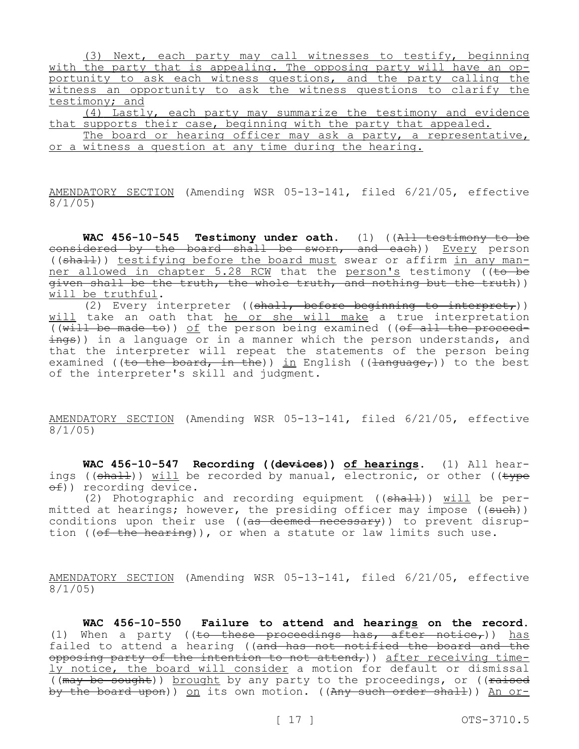(3) Next, each party may call witnesses to testify, beginning with the party that is appealing. The opposing party will have an opportunity to ask each witness questions, and the party calling the witness an opportunity to ask the witness questions to clarify the testimony; and

(4) Lastly, each party may summarize the testimony and evidence that supports their case, beginning with the party that appealed.

The board or hearing officer may ask a party, a representative, or a witness a question at any time during the hearing.

AMENDATORY SECTION (Amending WSR 05-13-141, filed 6/21/05, effective 8/1/05)

**WAC 456-10-545 Testimony under oath.** (1) ((~~All testimony to be considered by the board shall be sworn, and each~~)) Every person ((~~shall~~)) testifying before the board must swear or affirm in any manner allowed in chapter 5.28 RCW that the person's testimony ((~~to be given shall be the truth, the whole truth, and nothing but the truth~~)) will be truthful.

(2) Every interpreter ((~~shall, before beginning to interpret,~~)) will take an oath that he or she will make a true interpretation ((~~will be made to~~)) of the person being examined ((~~of all the proceedings~~)) in a language or in a manner which the person understands, and that the interpreter will repeat the statements of the person being examined ((~~to the board, in the~~)) in English ((~~language,~~)) to the best of the interpreter's skill and judgment.

AMENDATORY SECTION (Amending WSR 05-13-141, filed 6/21/05, effective 8/1/05)

**WAC 456-10-547 Recording ((~~devices~~)) of hearings.** (1) All hearings ((~~shall~~)) will be recorded by manual, electronic, or other ((~~type of~~)) recording device.

(2) Photographic and recording equipment ((~~shall~~)) will be permitted at hearings; however, the presiding officer may impose ((~~such~~)) conditions upon their use ((~~as deemed necessary~~)) to prevent disruption ((~~of the hearing~~)), or when a statute or law limits such use.

AMENDATORY SECTION (Amending WSR 05-13-141, filed 6/21/05, effective 8/1/05)

**WAC 456-10-550 Failure to attend and hearings on the record.** (1) When a party ((~~to these proceedings has, after notice,~~)) has failed to attend a hearing ((~~and has not notified the board and the opposing party of the intention to not attend,~~)) after receiving timely notice, the board will consider a motion for default or dismissal ((~~may be sought~~)) brought by any party to the proceedings, or ((~~raised by the board upon~~)) on its own motion. ((~~Any such order shall~~)) An or-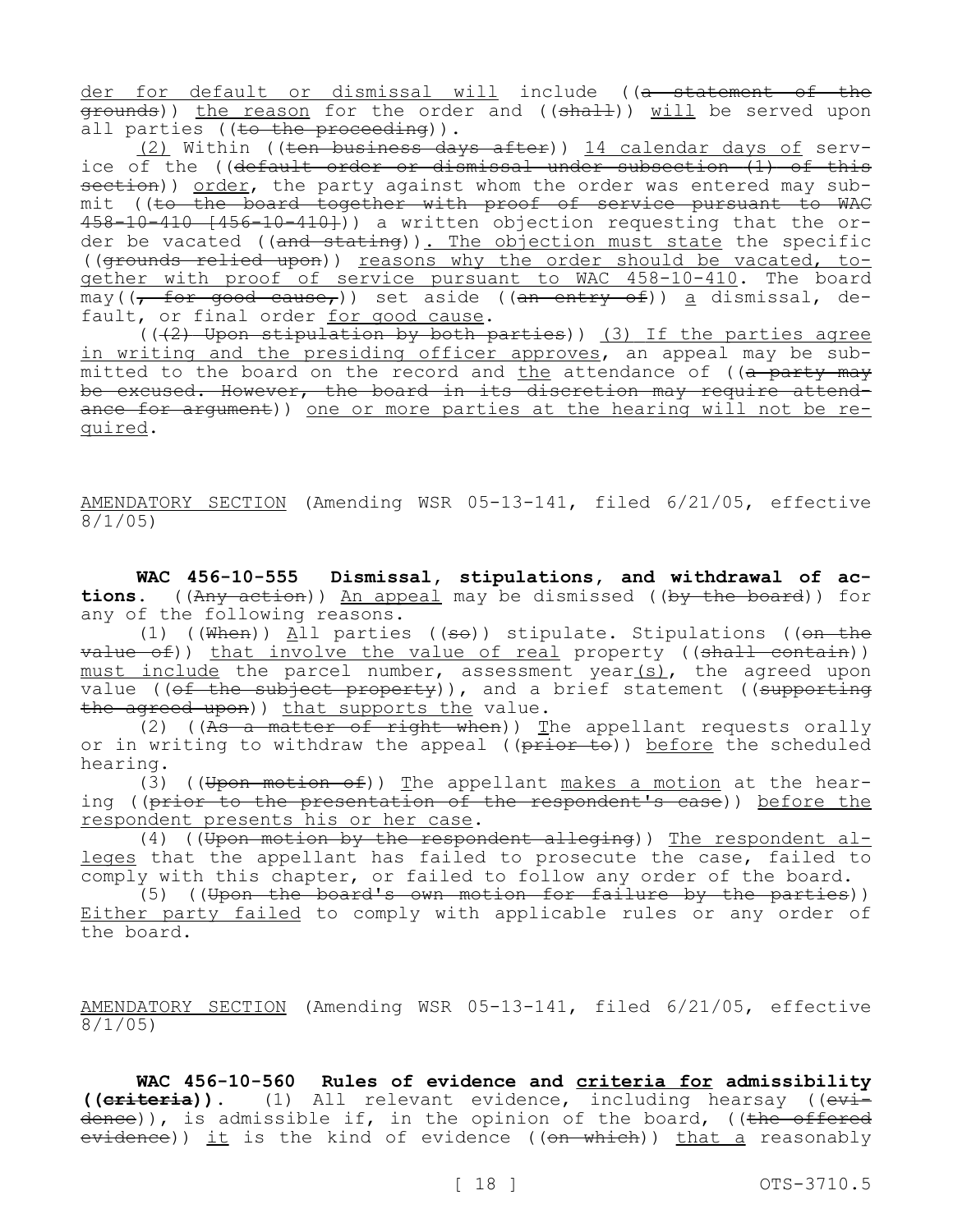der for default or dismissal will include ((a statement of the grounds)) the reason for the order and ((shall)) will be served upon all parties ((to the proceeding)).

(2) Within ((ten business days after)) 14 calendar days of service of the ((default order or dismissal under subsection (1) of this section)) order, the party against whom the order was entered may submit ((to the board together with proof of service pursuant to WAC 458-10-410 [456-10-410])) a written objection requesting that the order be vacated ((and stating)). The objection must state the specific ((grounds relied upon)) reasons why the order should be vacated, together with proof of service pursuant to WAC 458-10-410. The board may((, for good cause,)) set aside ((an entry of)) a dismissal, default, or final order for good cause.

(((2) Upon stipulation by both parties)) (3) If the parties agree in writing and the presiding officer approves, an appeal may be submitted to the board on the record and the attendance of ((a party may be excused. However, the board in its discretion may require attendance for argument)) one or more parties at the hearing will not be required.

AMENDATORY SECTION (Amending WSR 05-13-141, filed 6/21/05, effective 8/1/05)

**WAC 456-10-555 Dismissal, stipulations, and withdrawal of actions.** ((Any action)) An appeal may be dismissed ((by the board)) for any of the following reasons.

(1) ((When)) All parties ((so)) stipulate. Stipulations ((on the value of)) that involve the value of real property ((shall contain)) must include the parcel number, assessment year(s), the agreed upon value ((of the subject property)), and a brief statement ((supporting the agreed upon)) that supports the value.

(2) ((As a matter of right when)) The appellant requests orally or in writing to withdraw the appeal ((prior to)) before the scheduled hearing.

(3) ((Upon motion of)) The appellant makes a motion at the hearing ((prior to the presentation of the respondent's case)) before the respondent presents his or her case.

(4) ((Upon motion by the respondent alleging)) The respondent alleges that the appellant has failed to prosecute the case, failed to comply with this chapter, or failed to follow any order of the board.

(5) ((Upon the board's own motion for failure by the parties)) Either party failed to comply with applicable rules or any order of the board.

AMENDATORY SECTION (Amending WSR 05-13-141, filed 6/21/05, effective 8/1/05)

**WAC 456-10-560 Rules of evidence and criteria for admissibility ((criteria)).** (1) All relevant evidence, including hearsay ((evidence)), is admissible if, in the opinion of the board, ((the offered evidence)) it is the kind of evidence ((on which)) that a reasonably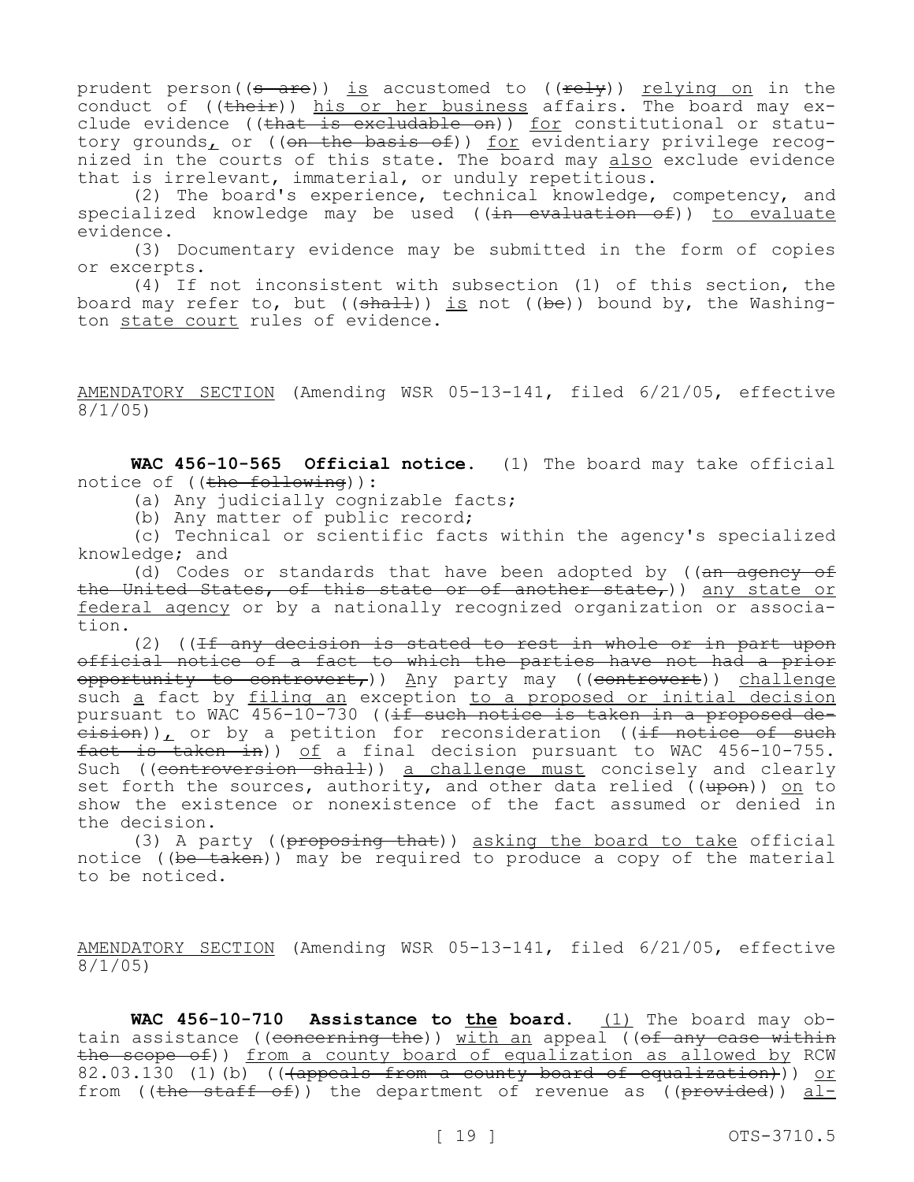prudent person((~~s are~~)) <u>is</u> accustomed to ((~~rely~~)) <u>relying on</u> in the conduct of ((~~their~~)) <u>his or her business</u> affairs. The board may exclude evidence ((~~that is excludable on~~)) <u>for</u> constitutional or statutory grounds<u>,</u> or ((~~on the basis of~~)) <u>for</u> evidentiary privilege recognized in the courts of this state. The board may <u>also</u> exclude evidence that is irrelevant, immaterial, or unduly repetitious.

(2) The board's experience, technical knowledge, competency, and specialized knowledge may be used ((~~in evaluation of~~)) <u>to evaluate</u> evidence.

(3) Documentary evidence may be submitted in the form of copies or excerpts.

(4) If not inconsistent with subsection (1) of this section, the board may refer to, but ((~~shall~~)) <u>is</u> not ((~~be~~)) bound by, the Washington <u>state court</u> rules of evidence.

<u>AMENDATORY SECTION</u> (Amending WSR 05-13-141, filed 6/21/05, effective 8/1/05)

**WAC 456-10-565 Official notice.** (1) The board may take official notice of ((~~the following~~)):

(a) Any judicially cognizable facts;

(b) Any matter of public record;

(c) Technical or scientific facts within the agency's specialized knowledge; and

(d) Codes or standards that have been adopted by ((~~an agency of the United States, of this state or of another state,~~)) <u>any state or federal agency</u> or by a nationally recognized organization or association.

(2) ((~~If any decision is stated to rest in whole or in part upon official notice of a fact to which the parties have not had a prior opportunity to controvert,~~)) <u>A</u>ny party may ((~~controvert~~)) <u>challenge</u> such <u>a</u> fact by <u>filing an</u> exception <u>to a proposed or initial decision</u> pursuant to WAC 456-10-730 ((~~if such notice is taken in a proposed decision~~))<u>,</u> or by a petition for reconsideration ((~~if notice of such fact is taken in~~)) <u>of</u> a final decision pursuant to WAC 456-10-755. Such ((~~controversion shall~~)) <u>a challenge must</u> concisely and clearly set forth the sources, authority, and other data relied ((~~upon~~)) <u>on</u> to show the existence or nonexistence of the fact assumed or denied in the decision.

(3) A party ((~~proposing that~~)) <u>asking the board to take</u> official notice ((~~be taken~~)) may be required to produce a copy of the material to be noticed.

<u>AMENDATORY SECTION</u> (Amending WSR 05-13-141, filed 6/21/05, effective 8/1/05)

**WAC 456-10-710 Assistance to <u>the</u> board.** <u>(1)</u> The board may obtain assistance ((~~concerning the~~)) <u>with an</u> appeal ((~~of any case within the scope of~~)) <u>from a county board of equalization as allowed by</u> RCW 82.03.130 (1)(b) ((~~(appeals from a county board of equalization)~~)) <u>or</u> from ((~~the staff of~~)) the department of revenue as ((~~provided~~)) <u>al-</u>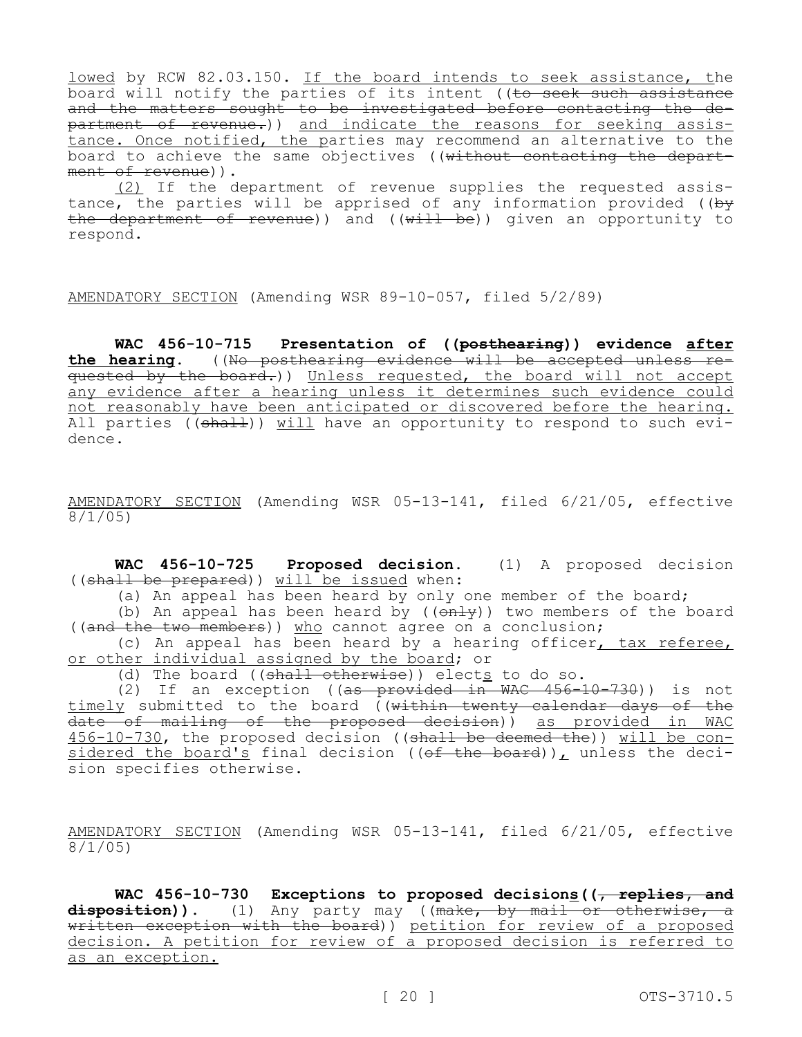lowed by RCW 82.03.150. If the board intends to seek assistance, the board will notify the parties of its intent ((~~to seek such assistance and the matters sought to be investigated before contacting the department of revenue.~~)) and indicate the reasons for seeking assistance. Once notified, the parties may recommend an alternative to the board to achieve the same objectives ((~~without contacting the department of revenue~~)).

(2) If the department of revenue supplies the requested assistance, the parties will be apprised of any information provided ((~~by the department of revenue~~)) and ((~~will be~~)) given an opportunity to respond.

AMENDATORY SECTION (Amending WSR 89-10-057, filed 5/2/89)

**WAC 456-10-715 Presentation of ((~~posthearing~~)) evidence after the hearing.** ((~~No posthearing evidence will be accepted unless requested by the board.~~)) Unless requested, the board will not accept any evidence after a hearing unless it determines such evidence could not reasonably have been anticipated or discovered before the hearing. All parties ((~~shall~~)) will have an opportunity to respond to such evidence.

AMENDATORY SECTION (Amending WSR 05-13-141, filed 6/21/05, effective 8/1/05)

**WAC 456-10-725 Proposed decision.** (1) A proposed decision ((~~shall be prepared~~)) will be issued when:

(a) An appeal has been heard by only one member of the board;

(b) An appeal has been heard by ((~~only~~)) two members of the board ((~~and the two members~~)) who cannot agree on a conclusion;

(c) An appeal has been heard by a hearing officer, tax referee, or other individual assigned by the board; or

(d) The board ((~~shall otherwise~~)) elects to do so.

(2) If an exception ((~~as provided in WAC 456-10-730~~)) is not timely submitted to the board ((~~within twenty calendar days of the date of mailing of the proposed decision~~)) as provided in WAC 456-10-730, the proposed decision ((~~shall be deemed the~~)) will be considered the board's final decision ((~~of the board~~)), unless the decision specifies otherwise.

AMENDATORY SECTION (Amending WSR 05-13-141, filed 6/21/05, effective 8/1/05)

**WAC 456-10-730 Exceptions to proposed decisions((~~, replies, and disposition~~)).** (1) Any party may ((~~make, by mail or otherwise, a written exception with the board~~)) petition for review of a proposed decision. A petition for review of a proposed decision is referred to as an exception.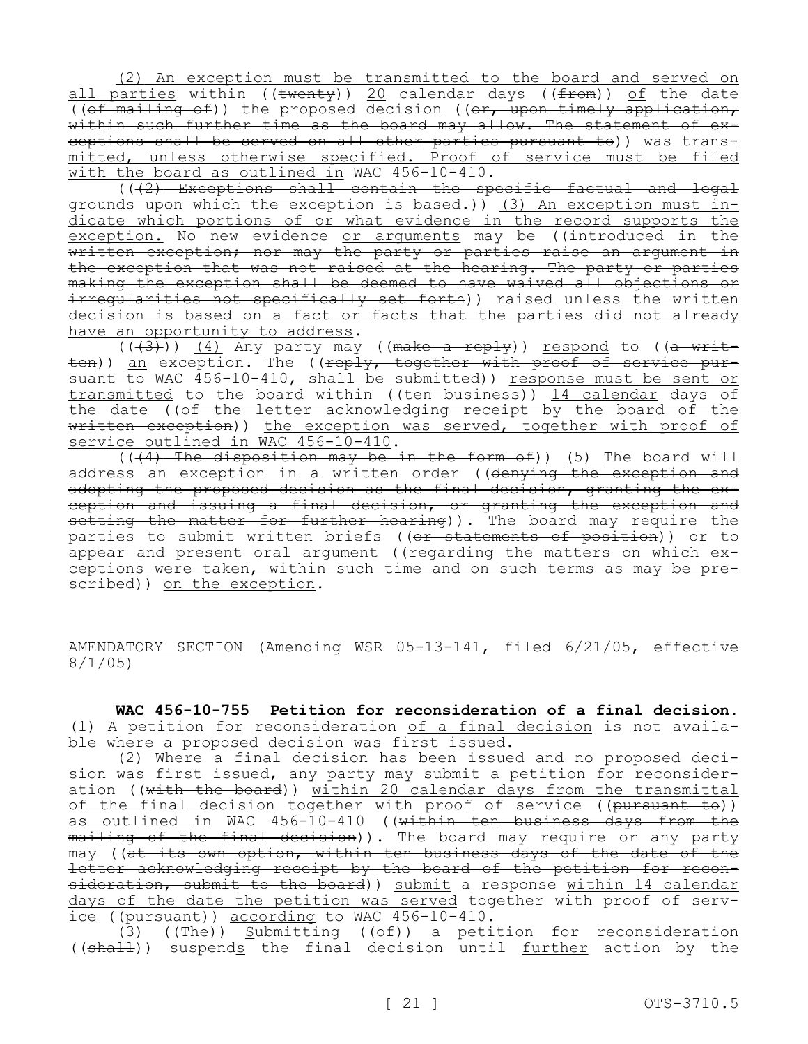(2) An exception must be transmitted to the board and served on all parties within ((twenty)) 20 calendar days ((from)) of the date ((of mailing of)) the proposed decision ((or, upon timely application, within such further time as the board may allow. The statement of exceptions shall be served on all other parties pursuant to)) was transmitted, unless otherwise specified. Proof of service must be filed with the board as outlined in WAC 456-10-410.

(((2) Exceptions shall contain the specific factual and legal grounds upon which the exception is based.)) (3) An exception must indicate which portions of or what evidence in the record supports the exception. No new evidence or arguments may be ((introduced in the written exception; nor may the party or parties raise an argument in the exception that was not raised at the hearing. The party or parties making the exception shall be deemed to have waived all objections or irregularities not specifically set forth)) raised unless the written decision is based on a fact or facts that the parties did not already have an opportunity to address.

(((3))) (4) Any party may ((make a reply)) respond to ((a written)) an exception. The ((reply, together with proof of service pursuant to WAC 456-10-410, shall be submitted)) response must be sent or transmitted to the board within ((ten business)) 14 calendar days of the date ((of the letter acknowledging receipt by the board of the written exception)) the exception was served, together with proof of service outlined in WAC 456-10-410.

(((4) The disposition may be in the form of)) (5) The board will address an exception in a written order ((denying the exception and adopting the proposed decision as the final decision, granting the exception and issuing a final decision, or granting the exception and setting the matter for further hearing)). The board may require the parties to submit written briefs ((or statements of position)) or to appear and present oral argument ((regarding the matters on which exceptions were taken, within such time and on such terms as may be prescribed)) on the exception.

AMENDATORY SECTION (Amending WSR 05-13-141, filed 6/21/05, effective 8/1/05)

**WAC 456-10-755 Petition for reconsideration of a final decision.** (1) A petition for reconsideration of a final decision is not available where a proposed decision was first issued.

(2) Where a final decision has been issued and no proposed decision was first issued, any party may submit a petition for reconsideration ((with the board)) within 20 calendar days from the transmittal of the final decision together with proof of service ((pursuant to)) as outlined in WAC 456-10-410 ((within ten business days from the mailing of the final decision)). The board may require or any party may ((at its own option, within ten business days of the date of the letter acknowledging receipt by the board of the petition for reconsideration, submit to the board)) submit a response within 14 calendar days of the date the petition was served together with proof of service ((pursuant)) according to WAC 456-10-410.

(3) ((The)) Submitting ((of)) a petition for reconsideration ((shall)) suspends the final decision until further action by the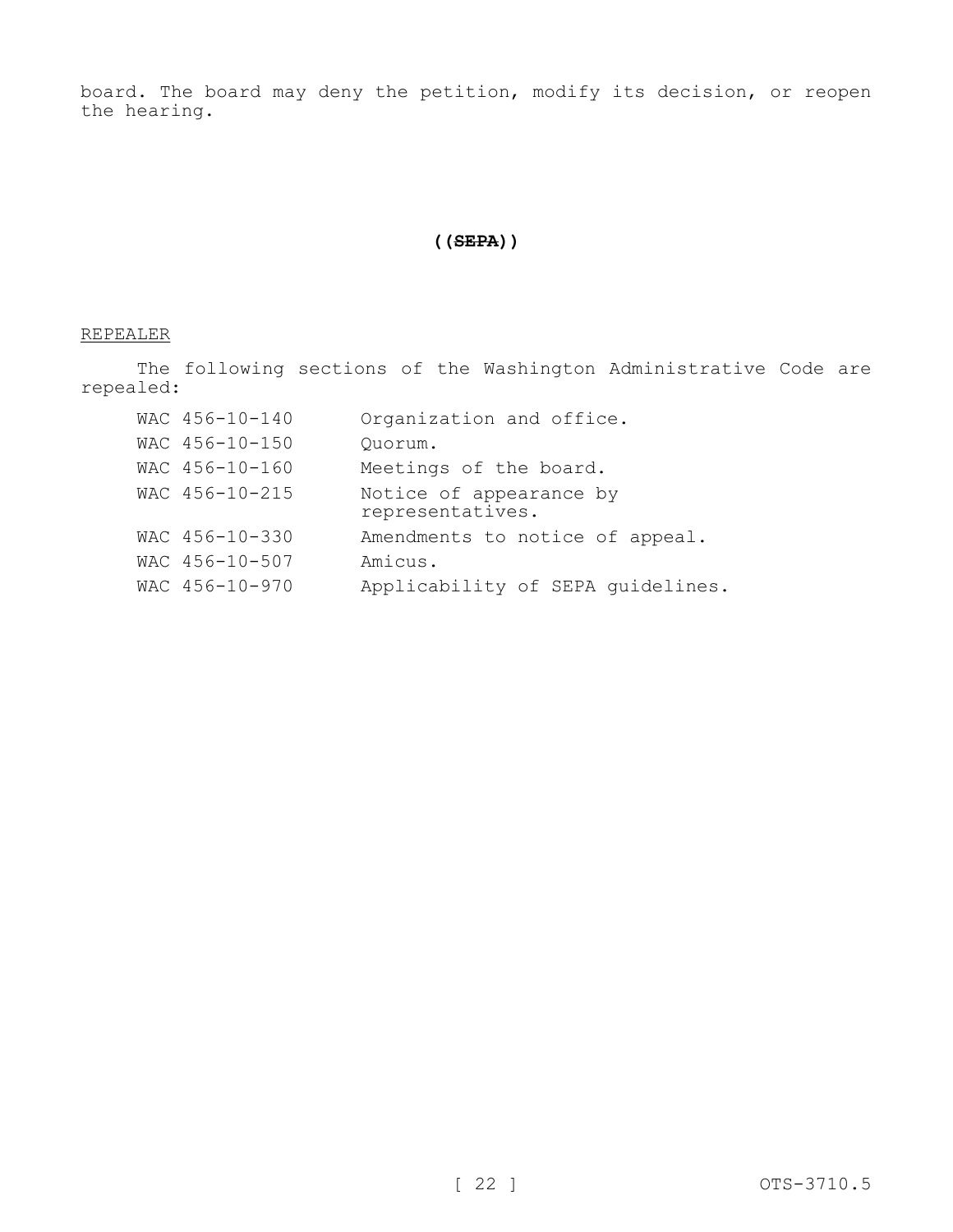board. The board may deny the petition, modify its decision, or reopen the hearing.

**((~~SEPA~~))**

REPEALER

The following sections of the Washington Administrative Code are repealed:

| | |
|---|---|
| WAC 456-10-140 | Organization and office. |
| WAC 456-10-150 | Quorum. |
| WAC 456-10-160 | Meetings of the board. |
| WAC 456-10-215 | Notice of appearance by representatives. |
| WAC 456-10-330 | Amendments to notice of appeal. |
| WAC 456-10-507 | Amicus. |
| WAC 456-10-970 | Applicability of SEPA guidelines. |